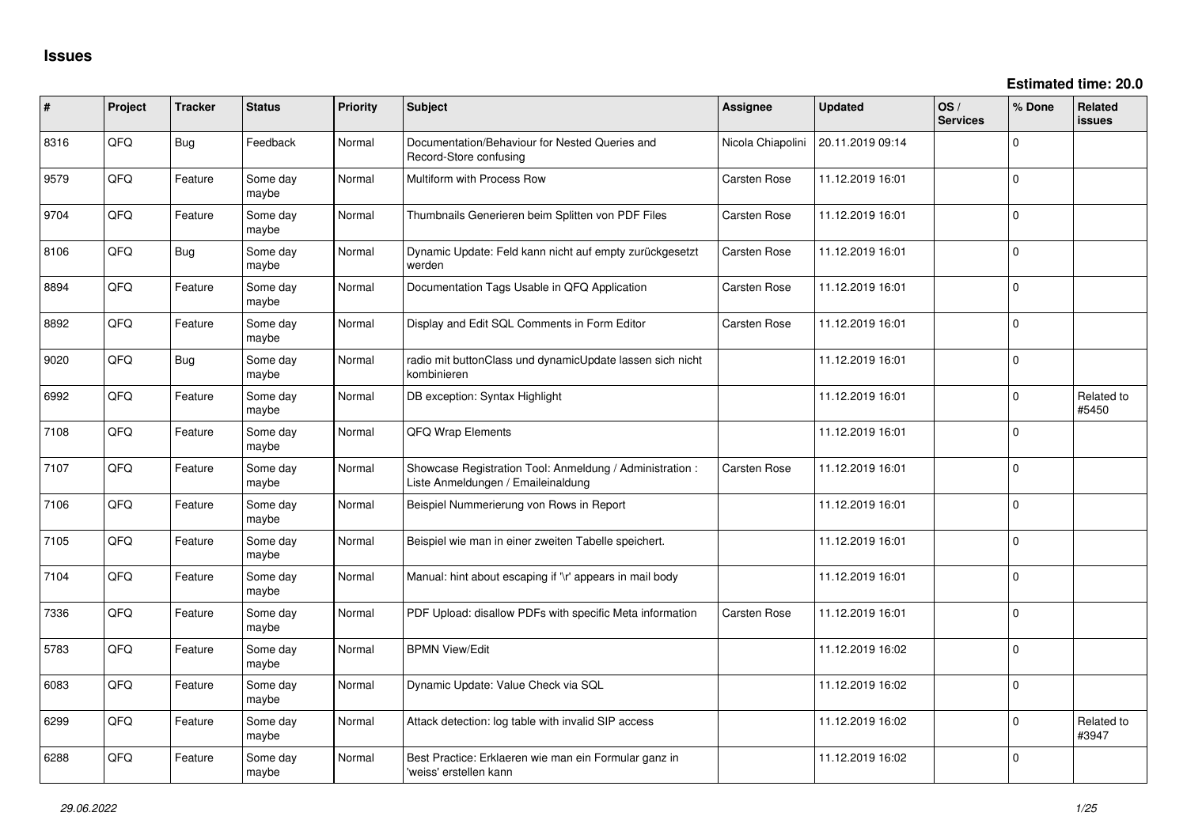# Issues

**Estimated time: 20.0**

| # | Project | Tracker | Status | Priority | Subject | Assignee | Updated | OS / Services | % Done | Related issues |
|---|---|---|---|---|---|---|---|---|---|---|
| 8316 | QFQ | Bug | Feedback | Normal | Documentation/Behaviour for Nested Queries and Record-Store confusing | Nicola Chiapolini | 20.11.2019 09:14 | | 0 | |
| 9579 | QFQ | Feature | Some day maybe | Normal | Multiform with Process Row | Carsten Rose | 11.12.2019 16:01 | | 0 | |
| 9704 | QFQ | Feature | Some day maybe | Normal | Thumbnails Generieren beim Splitten von PDF Files | Carsten Rose | 11.12.2019 16:01 | | 0 | |
| 8106 | QFQ | Bug | Some day maybe | Normal | Dynamic Update: Feld kann nicht auf empty zurückgesetzt werden | Carsten Rose | 11.12.2019 16:01 | | 0 | |
| 8894 | QFQ | Feature | Some day maybe | Normal | Documentation Tags Usable in QFQ Application | Carsten Rose | 11.12.2019 16:01 | | 0 | |
| 8892 | QFQ | Feature | Some day maybe | Normal | Display and Edit SQL Comments in Form Editor | Carsten Rose | 11.12.2019 16:01 | | 0 | |
| 9020 | QFQ | Bug | Some day maybe | Normal | radio mit buttonClass und dynamicUpdate lassen sich nicht kombinieren | | 11.12.2019 16:01 | | 0 | |
| 6992 | QFQ | Feature | Some day maybe | Normal | DB exception: Syntax Highlight | | 11.12.2019 16:01 | | 0 | Related to #5450 |
| 7108 | QFQ | Feature | Some day maybe | Normal | QFQ Wrap Elements | | 11.12.2019 16:01 | | 0 | |
| 7107 | QFQ | Feature | Some day maybe | Normal | Showcase Registration Tool: Anmeldung / Administration : Liste Anmeldungen / Emaileinaldung | Carsten Rose | 11.12.2019 16:01 | | 0 | |
| 7106 | QFQ | Feature | Some day maybe | Normal | Beispiel Nummerierung von Rows in Report | | 11.12.2019 16:01 | | 0 | |
| 7105 | QFQ | Feature | Some day maybe | Normal | Beispiel wie man in einer zweiten Tabelle speichert. | | 11.12.2019 16:01 | | 0 | |
| 7104 | QFQ | Feature | Some day maybe | Normal | Manual: hint about escaping if '\r' appears in mail body | | 11.12.2019 16:01 | | 0 | |
| 7336 | QFQ | Feature | Some day maybe | Normal | PDF Upload: disallow PDFs with specific Meta information | Carsten Rose | 11.12.2019 16:01 | | 0 | |
| 5783 | QFQ | Feature | Some day maybe | Normal | BPMN View/Edit | | 11.12.2019 16:02 | | 0 | |
| 6083 | QFQ | Feature | Some day maybe | Normal | Dynamic Update: Value Check via SQL | | 11.12.2019 16:02 | | 0 | |
| 6299 | QFQ | Feature | Some day maybe | Normal | Attack detection: log table with invalid SIP access | | 11.12.2019 16:02 | | 0 | Related to #3947 |
| 6288 | QFQ | Feature | Some day maybe | Normal | Best Practice: Erklaeren wie man ein Formular ganz in 'weiss' erstellen kann | | 11.12.2019 16:02 | | 0 | |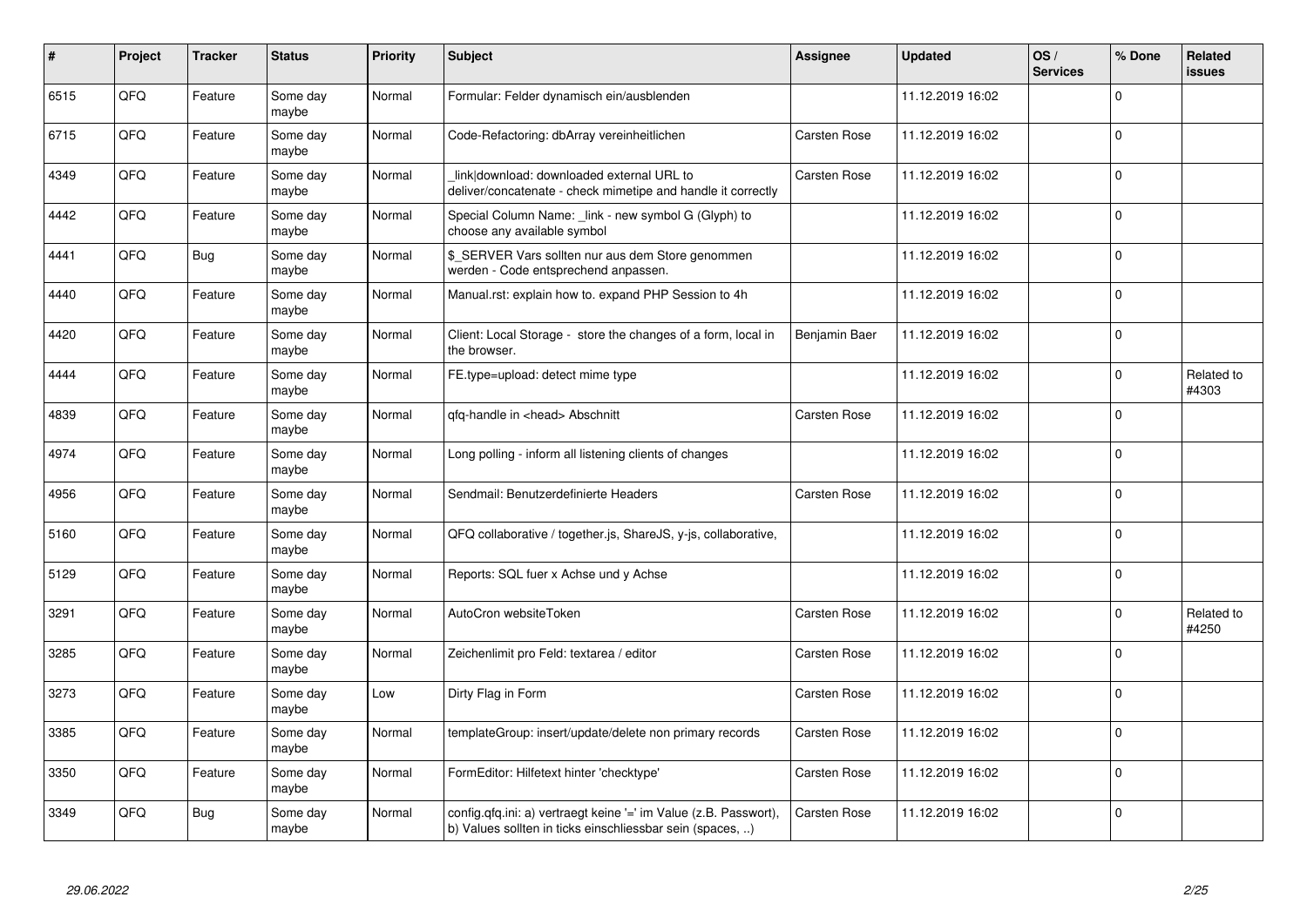| # | Project | Tracker | Status | Priority | Subject | Assignee | Updated | OS / Services | % Done | Related issues |
|---|---|---|---|---|---|---|---|---|---|---|
| 6515 | QFQ | Feature | Some day maybe | Normal | Formular: Felder dynamisch ein/ausblenden | | 11.12.2019 16:02 | | 0 | |
| 6715 | QFQ | Feature | Some day maybe | Normal | Code-Refactoring: dbArray vereinheitlichen | Carsten Rose | 11.12.2019 16:02 | | 0 | |
| 4349 | QFQ | Feature | Some day maybe | Normal | _link\|download: downloaded external URL to deliver/concatenate - check mimetipe and handle it correctly | Carsten Rose | 11.12.2019 16:02 | | 0 | |
| 4442 | QFQ | Feature | Some day maybe | Normal | Special Column Name: _link - new symbol G (Glyph) to choose any available symbol | | 11.12.2019 16:02 | | 0 | |
| 4441 | QFQ | Bug | Some day maybe | Normal | $_SERVER Vars sollten nur aus dem Store genommen werden - Code entsprechend anpassen. | | 11.12.2019 16:02 | | 0 | |
| 4440 | QFQ | Feature | Some day maybe | Normal | Manual.rst: explain how to. expand PHP Session to 4h | | 11.12.2019 16:02 | | 0 | |
| 4420 | QFQ | Feature | Some day maybe | Normal | Client: Local Storage - store the changes of a form, local in the browser. | Benjamin Baer | 11.12.2019 16:02 | | 0 | |
| 4444 | QFQ | Feature | Some day maybe | Normal | FE.type=upload: detect mime type | | 11.12.2019 16:02 | | 0 | Related to #4303 |
| 4839 | QFQ | Feature | Some day maybe | Normal | qfq-handle in <head> Abschnitt | Carsten Rose | 11.12.2019 16:02 | | 0 | |
| 4974 | QFQ | Feature | Some day maybe | Normal | Long polling - inform all listening clients of changes | | 11.12.2019 16:02 | | 0 | |
| 4956 | QFQ | Feature | Some day maybe | Normal | Sendmail: Benutzerdefinierte Headers | Carsten Rose | 11.12.2019 16:02 | | 0 | |
| 5160 | QFQ | Feature | Some day maybe | Normal | QFQ collaborative / together.js, ShareJS, y-js, collaborative, | | 11.12.2019 16:02 | | 0 | |
| 5129 | QFQ | Feature | Some day maybe | Normal | Reports: SQL fuer x Achse und y Achse | | 11.12.2019 16:02 | | 0 | |
| 3291 | QFQ | Feature | Some day maybe | Normal | AutoCron websiteToken | Carsten Rose | 11.12.2019 16:02 | | 0 | Related to #4250 |
| 3285 | QFQ | Feature | Some day maybe | Normal | Zeichenlimit pro Feld: textarea / editor | Carsten Rose | 11.12.2019 16:02 | | 0 | |
| 3273 | QFQ | Feature | Some day maybe | Low | Dirty Flag in Form | Carsten Rose | 11.12.2019 16:02 | | 0 | |
| 3385 | QFQ | Feature | Some day maybe | Normal | templateGroup: insert/update/delete non primary records | Carsten Rose | 11.12.2019 16:02 | | 0 | |
| 3350 | QFQ | Feature | Some day maybe | Normal | FormEditor: Hilfetext hinter 'checktype' | Carsten Rose | 11.12.2019 16:02 | | 0 | |
| 3349 | QFQ | Bug | Some day maybe | Normal | config.qfq.ini: a) vertraegt keine '=' im Value (z.B. Passwort), b) Values sollten in ticks einschliessbar sein (spaces, ..) | Carsten Rose | 11.12.2019 16:02 | | 0 | |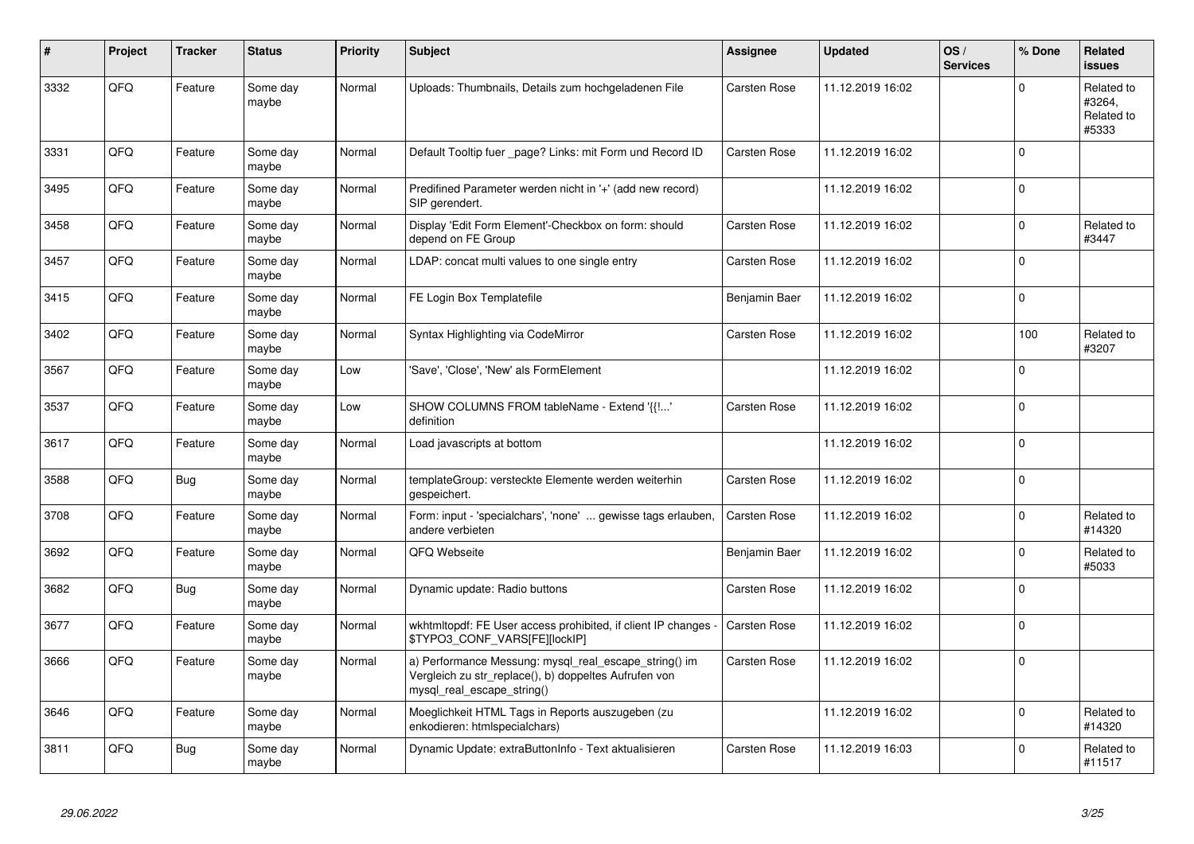| # | Project | Tracker | Status | Priority | Subject | Assignee | Updated | OS / Services | % Done | Related issues |
|---|---|---|---|---|---|---|---|---|---|---|
| 3332 | QFQ | Feature | Some day maybe | Normal | Uploads: Thumbnails, Details zum hochgeladenen File | Carsten Rose | 11.12.2019 16:02 | | 0 | Related to #3264, Related to #5333 |
| 3331 | QFQ | Feature | Some day maybe | Normal | Default Tooltip fuer _page? Links: mit Form und Record ID | Carsten Rose | 11.12.2019 16:02 | | 0 | |
| 3495 | QFQ | Feature | Some day maybe | Normal | Predifined Parameter werden nicht in '+' (add new record) SIP gerendert. | | 11.12.2019 16:02 | | 0 | |
| 3458 | QFQ | Feature | Some day maybe | Normal | Display 'Edit Form Element'-Checkbox on form: should depend on FE Group | Carsten Rose | 11.12.2019 16:02 | | 0 | Related to #3447 |
| 3457 | QFQ | Feature | Some day maybe | Normal | LDAP: concat multi values to one single entry | Carsten Rose | 11.12.2019 16:02 | | 0 | |
| 3415 | QFQ | Feature | Some day maybe | Normal | FE Login Box Templatefile | Benjamin Baer | 11.12.2019 16:02 | | 0 | |
| 3402 | QFQ | Feature | Some day maybe | Normal | Syntax Highlighting via CodeMirror | Carsten Rose | 11.12.2019 16:02 | | 100 | Related to #3207 |
| 3567 | QFQ | Feature | Some day maybe | Low | 'Save', 'Close', 'New' als FormElement | | 11.12.2019 16:02 | | 0 | |
| 3537 | QFQ | Feature | Some day maybe | Low | SHOW COLUMNS FROM tableName - Extend '{{!...' definition | Carsten Rose | 11.12.2019 16:02 | | 0 | |
| 3617 | QFQ | Feature | Some day maybe | Normal | Load javascripts at bottom | | 11.12.2019 16:02 | | 0 | |
| 3588 | QFQ | Bug | Some day maybe | Normal | templateGroup: versteckte Elemente werden weiterhin gespeichert. | Carsten Rose | 11.12.2019 16:02 | | 0 | |
| 3708 | QFQ | Feature | Some day maybe | Normal | Form: input - 'specialchars', 'none' ... gewisse tags erlauben, andere verbieten | Carsten Rose | 11.12.2019 16:02 | | 0 | Related to #14320 |
| 3692 | QFQ | Feature | Some day maybe | Normal | QFQ Webseite | Benjamin Baer | 11.12.2019 16:02 | | 0 | Related to #5033 |
| 3682 | QFQ | Bug | Some day maybe | Normal | Dynamic update: Radio buttons | Carsten Rose | 11.12.2019 16:02 | | 0 | |
| 3677 | QFQ | Feature | Some day maybe | Normal | wkhtmltopdf: FE User access prohibited, if client IP changes - $TYPO3_CONF_VARS[FE][lockIP] | Carsten Rose | 11.12.2019 16:02 | | 0 | |
| 3666 | QFQ | Feature | Some day maybe | Normal | a) Performance Messung: mysql_real_escape_string() im Vergleich zu str_replace(), b) doppeltes Aufrufen von mysql_real_escape_string() | Carsten Rose | 11.12.2019 16:02 | | 0 | |
| 3646 | QFQ | Feature | Some day maybe | Normal | Moeglichkeit HTML Tags in Reports auszugeben (zu enkodieren: htmlspecialchars) | | 11.12.2019 16:02 | | 0 | Related to #14320 |
| 3811 | QFQ | Bug | Some day maybe | Normal | Dynamic Update: extraButtonInfo - Text aktualisieren | Carsten Rose | 11.12.2019 16:03 | | 0 | Related to #11517 |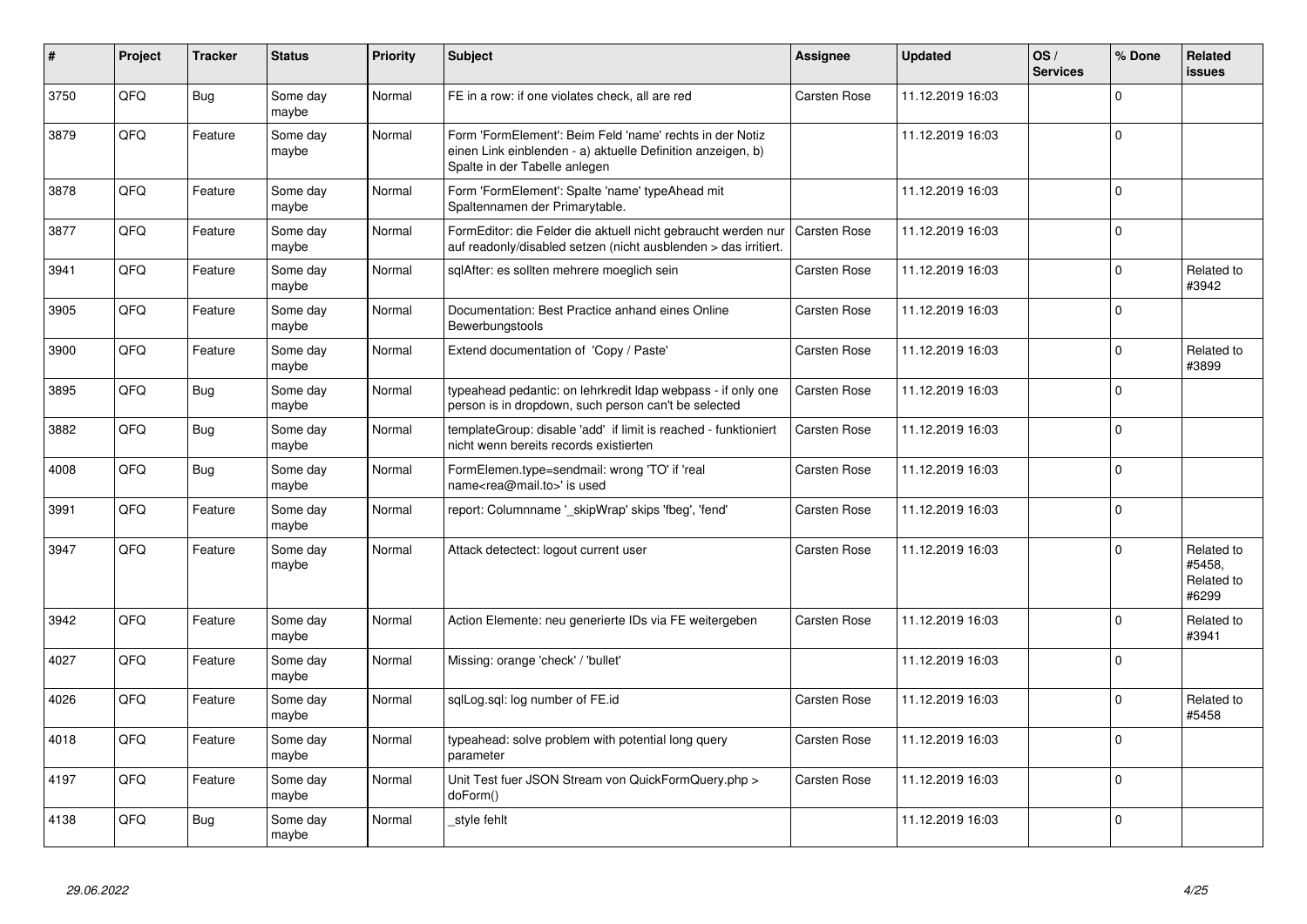| # | Project | Tracker | Status | Priority | Subject | Assignee | Updated | OS / Services | % Done | Related issues |
|---|---|---|---|---|---|---|---|---|---|---|
| 3750 | QFQ | Bug | Some day maybe | Normal | FE in a row: if one violates check, all are red | Carsten Rose | 11.12.2019 16:03 | | 0 | |
| 3879 | QFQ | Feature | Some day maybe | Normal | Form 'FormElement': Beim Feld 'name' rechts in der Notiz einen Link einblenden - a) aktuelle Definition anzeigen, b) Spalte in der Tabelle anlegen | | 11.12.2019 16:03 | | 0 | |
| 3878 | QFQ | Feature | Some day maybe | Normal | Form 'FormElement': Spalte 'name' typeAhead mit Spaltennamen der Primarytable. | | 11.12.2019 16:03 | | 0 | |
| 3877 | QFQ | Feature | Some day maybe | Normal | FormEditor: die Felder die aktuell nicht gebraucht werden nur auf readonly/disabled setzen (nicht ausblenden > das irritiert. | Carsten Rose | 11.12.2019 16:03 | | 0 | |
| 3941 | QFQ | Feature | Some day maybe | Normal | sqlAfter: es sollten mehrere moeglich sein | Carsten Rose | 11.12.2019 16:03 | | 0 | Related to #3942 |
| 3905 | QFQ | Feature | Some day maybe | Normal | Documentation: Best Practice anhand eines Online Bewerbungstools | Carsten Rose | 11.12.2019 16:03 | | 0 | |
| 3900 | QFQ | Feature | Some day maybe | Normal | Extend documentation of 'Copy / Paste' | Carsten Rose | 11.12.2019 16:03 | | 0 | Related to #3899 |
| 3895 | QFQ | Bug | Some day maybe | Normal | typeahead pedantic: on lehrkredit ldap webpass - if only one person is in dropdown, such person can't be selected | Carsten Rose | 11.12.2019 16:03 | | 0 | |
| 3882 | QFQ | Bug | Some day maybe | Normal | templateGroup: disable 'add' if limit is reached - funktioniert nicht wenn bereits records existierten | Carsten Rose | 11.12.2019 16:03 | | 0 | |
| 4008 | QFQ | Bug | Some day maybe | Normal | FormElemen.type=sendmail: wrong 'TO' if 'real name<rea@mail.to>' is used | Carsten Rose | 11.12.2019 16:03 | | 0 | |
| 3991 | QFQ | Feature | Some day maybe | Normal | report: Columnname '_skipWrap' skips 'fbeg', 'fend' | Carsten Rose | 11.12.2019 16:03 | | 0 | |
| 3947 | QFQ | Feature | Some day maybe | Normal | Attack detectect: logout current user | Carsten Rose | 11.12.2019 16:03 | | 0 | Related to #5458, Related to #6299 |
| 3942 | QFQ | Feature | Some day maybe | Normal | Action Elemente: neu generierte IDs via FE weitergeben | Carsten Rose | 11.12.2019 16:03 | | 0 | Related to #3941 |
| 4027 | QFQ | Feature | Some day maybe | Normal | Missing: orange 'check' / 'bullet' | | 11.12.2019 16:03 | | 0 | |
| 4026 | QFQ | Feature | Some day maybe | Normal | sqlLog.sql: log number of FE.id | Carsten Rose | 11.12.2019 16:03 | | 0 | Related to #5458 |
| 4018 | QFQ | Feature | Some day maybe | Normal | typeahead: solve problem with potential long query parameter | Carsten Rose | 11.12.2019 16:03 | | 0 | |
| 4197 | QFQ | Feature | Some day maybe | Normal | Unit Test fuer JSON Stream von QuickFormQuery.php > doForm() | Carsten Rose | 11.12.2019 16:03 | | 0 | |
| 4138 | QFQ | Bug | Some day maybe | Normal | _style fehlt | | 11.12.2019 16:03 | | 0 | |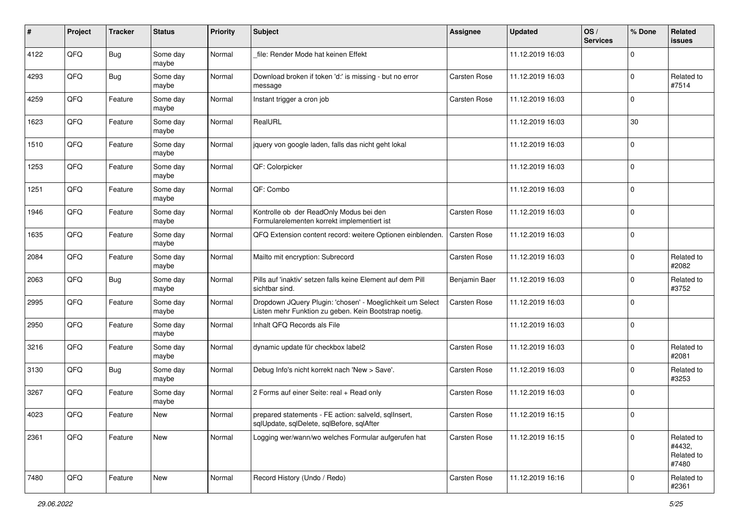| # | Project | Tracker | Status | Priority | Subject | Assignee | Updated | OS / Services | % Done | Related issues |
|---|---|---|---|---|---|---|---|---|---|---|
| 4122 | QFQ | Bug | Some day maybe | Normal | _file: Render Mode hat keinen Effekt | | 11.12.2019 16:03 | | 0 | |
| 4293 | QFQ | Bug | Some day maybe | Normal | Download broken if token 'd:' is missing - but no error message | Carsten Rose | 11.12.2019 16:03 | | 0 | Related to #7514 |
| 4259 | QFQ | Feature | Some day maybe | Normal | Instant trigger a cron job | Carsten Rose | 11.12.2019 16:03 | | 0 | |
| 1623 | QFQ | Feature | Some day maybe | Normal | RealURL | | 11.12.2019 16:03 | | 30 | |
| 1510 | QFQ | Feature | Some day maybe | Normal | jquery von google laden, falls das nicht geht lokal | | 11.12.2019 16:03 | | 0 | |
| 1253 | QFQ | Feature | Some day maybe | Normal | QF: Colorpicker | | 11.12.2019 16:03 | | 0 | |
| 1251 | QFQ | Feature | Some day maybe | Normal | QF: Combo | | 11.12.2019 16:03 | | 0 | |
| 1946 | QFQ | Feature | Some day maybe | Normal | Kontrolle ob der ReadOnly Modus bei den Formularelementen korrekt implementiert ist | Carsten Rose | 11.12.2019 16:03 | | 0 | |
| 1635 | QFQ | Feature | Some day maybe | Normal | QFQ Extension content record: weitere Optionen einblenden. | Carsten Rose | 11.12.2019 16:03 | | 0 | |
| 2084 | QFQ | Feature | Some day maybe | Normal | Mailto mit encryption: Subrecord | Carsten Rose | 11.12.2019 16:03 | | 0 | Related to #2082 |
| 2063 | QFQ | Bug | Some day maybe | Normal | Pills auf 'inaktiv' setzen falls keine Element auf dem Pill sichtbar sind. | Benjamin Baer | 11.12.2019 16:03 | | 0 | Related to #3752 |
| 2995 | QFQ | Feature | Some day maybe | Normal | Dropdown JQuery Plugin: 'chosen' - Moeglichkeit um Select Listen mehr Funktion zu geben. Kein Bootstrap noetig. | Carsten Rose | 11.12.2019 16:03 | | 0 | |
| 2950 | QFQ | Feature | Some day maybe | Normal | Inhalt QFQ Records als File | | 11.12.2019 16:03 | | 0 | |
| 3216 | QFQ | Feature | Some day maybe | Normal | dynamic update für checkbox label2 | Carsten Rose | 11.12.2019 16:03 | | 0 | Related to #2081 |
| 3130 | QFQ | Bug | Some day maybe | Normal | Debug Info's nicht korrekt nach 'New > Save'. | Carsten Rose | 11.12.2019 16:03 | | 0 | Related to #3253 |
| 3267 | QFQ | Feature | Some day maybe | Normal | 2 Forms auf einer Seite: real + Read only | Carsten Rose | 11.12.2019 16:03 | | 0 | |
| 4023 | QFQ | Feature | New | Normal | prepared statements - FE action: salveId, sqlInsert, sqlUpdate, sqlDelete, sqlBefore, sqlAfter | Carsten Rose | 11.12.2019 16:15 | | 0 | |
| 2361 | QFQ | Feature | New | Normal | Logging wer/wann/wo welches Formular aufgerufen hat | Carsten Rose | 11.12.2019 16:15 | | 0 | Related to #4432, Related to #7480 |
| 7480 | QFQ | Feature | New | Normal | Record History (Undo / Redo) | Carsten Rose | 11.12.2019 16:16 | | 0 | Related to #2361 |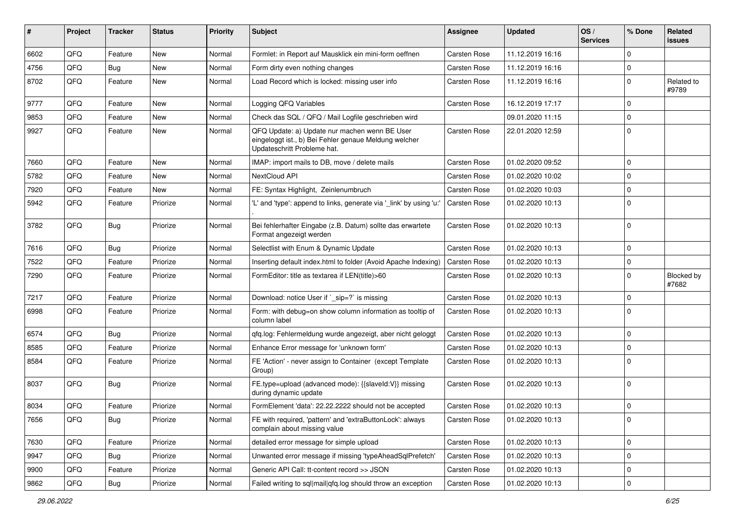| # | Project | Tracker | Status | Priority | Subject | Assignee | Updated | OS / Services | % Done | Related issues |
|---|---|---|---|---|---|---|---|---|---|---|
| 6602 | QFQ | Feature | New | Normal | Formlet: in Report auf Mausklick ein mini-form oeffnen | Carsten Rose | 11.12.2019 16:16 | | 0 | |
| 4756 | QFQ | Bug | New | Normal | Form dirty even nothing changes | Carsten Rose | 11.12.2019 16:16 | | 0 | |
| 8702 | QFQ | Feature | New | Normal | Load Record which is locked: missing user info | Carsten Rose | 11.12.2019 16:16 | | 0 | Related to #9789 |
| 9777 | QFQ | Feature | New | Normal | Logging QFQ Variables | Carsten Rose | 16.12.2019 17:17 | | 0 | |
| 9853 | QFQ | Feature | New | Normal | Check das SQL / QFQ / Mail Logfile geschrieben wird | | 09.01.2020 11:15 | | 0 | |
| 9927 | QFQ | Feature | New | Normal | QFQ Update: a) Update nur machen wenn BE User eingeloggt ist., b) Bei Fehler genaue Meldung welcher Updateschritt Probleme hat. | Carsten Rose | 22.01.2020 12:59 | | 0 | |
| 7660 | QFQ | Feature | New | Normal | IMAP: import mails to DB, move / delete mails | Carsten Rose | 01.02.2020 09:52 | | 0 | |
| 5782 | QFQ | Feature | New | Normal | NextCloud API | Carsten Rose | 01.02.2020 10:02 | | 0 | |
| 7920 | QFQ | Feature | New | Normal | FE: Syntax Highlight, Zeinlenumbruch | Carsten Rose | 01.02.2020 10:03 | | 0 | |
| 5942 | QFQ | Feature | Priorize | Normal | 'L' and 'type': append to links, generate via '_link' by using 'u:' . | Carsten Rose | 01.02.2020 10:13 | | 0 | |
| 3782 | QFQ | Bug | Priorize | Normal | Bei fehlerhafter Eingabe (z.B. Datum) sollte das erwartete Format angezeigt werden | Carsten Rose | 01.02.2020 10:13 | | 0 | |
| 7616 | QFQ | Bug | Priorize | Normal | Selectlist with Enum & Dynamic Update | Carsten Rose | 01.02.2020 10:13 | | 0 | |
| 7522 | QFQ | Feature | Priorize | Normal | Inserting default index.html to folder (Avoid Apache Indexing) | Carsten Rose | 01.02.2020 10:13 | | 0 | |
| 7290 | QFQ | Feature | Priorize | Normal | FormEditor: title as textarea if LEN(title)>60 | Carsten Rose | 01.02.2020 10:13 | | 0 | Blocked by #7682 |
| 7217 | QFQ | Feature | Priorize | Normal | Download: notice User if `_sip=?` is missing | Carsten Rose | 01.02.2020 10:13 | | 0 | |
| 6998 | QFQ | Feature | Priorize | Normal | Form: with debug=on show column information as tooltip of column label | Carsten Rose | 01.02.2020 10:13 | | 0 | |
| 6574 | QFQ | Bug | Priorize | Normal | qfq.log: Fehlermeldung wurde angezeigt, aber nicht geloggt | Carsten Rose | 01.02.2020 10:13 | | 0 | |
| 8585 | QFQ | Feature | Priorize | Normal | Enhance Error message for 'unknown form' | Carsten Rose | 01.02.2020 10:13 | | 0 | |
| 8584 | QFQ | Feature | Priorize | Normal | FE 'Action' - never assign to Container (except Template Group) | Carsten Rose | 01.02.2020 10:13 | | 0 | |
| 8037 | QFQ | Bug | Priorize | Normal | FE.type=upload (advanced mode): {{slaveId:V}} missing during dynamic update | Carsten Rose | 01.02.2020 10:13 | | 0 | |
| 8034 | QFQ | Feature | Priorize | Normal | FormElement 'data': 22.22.2222 should not be accepted | Carsten Rose | 01.02.2020 10:13 | | 0 | |
| 7656 | QFQ | Bug | Priorize | Normal | FE with required, 'pattern' and 'extraButtonLock': always complain about missing value | Carsten Rose | 01.02.2020 10:13 | | 0 | |
| 7630 | QFQ | Feature | Priorize | Normal | detailed error message for simple upload | Carsten Rose | 01.02.2020 10:13 | | 0 | |
| 9947 | QFQ | Bug | Priorize | Normal | Unwanted error message if missing 'typeAheadSqlPrefetch' | Carsten Rose | 01.02.2020 10:13 | | 0 | |
| 9900 | QFQ | Feature | Priorize | Normal | Generic API Call: tt-content record >> JSON | Carsten Rose | 01.02.2020 10:13 | | 0 | |
| 9862 | QFQ | Bug | Priorize | Normal | Failed writing to sql\|mail\|qfq.log should throw an exception | Carsten Rose | 01.02.2020 10:13 | | 0 | |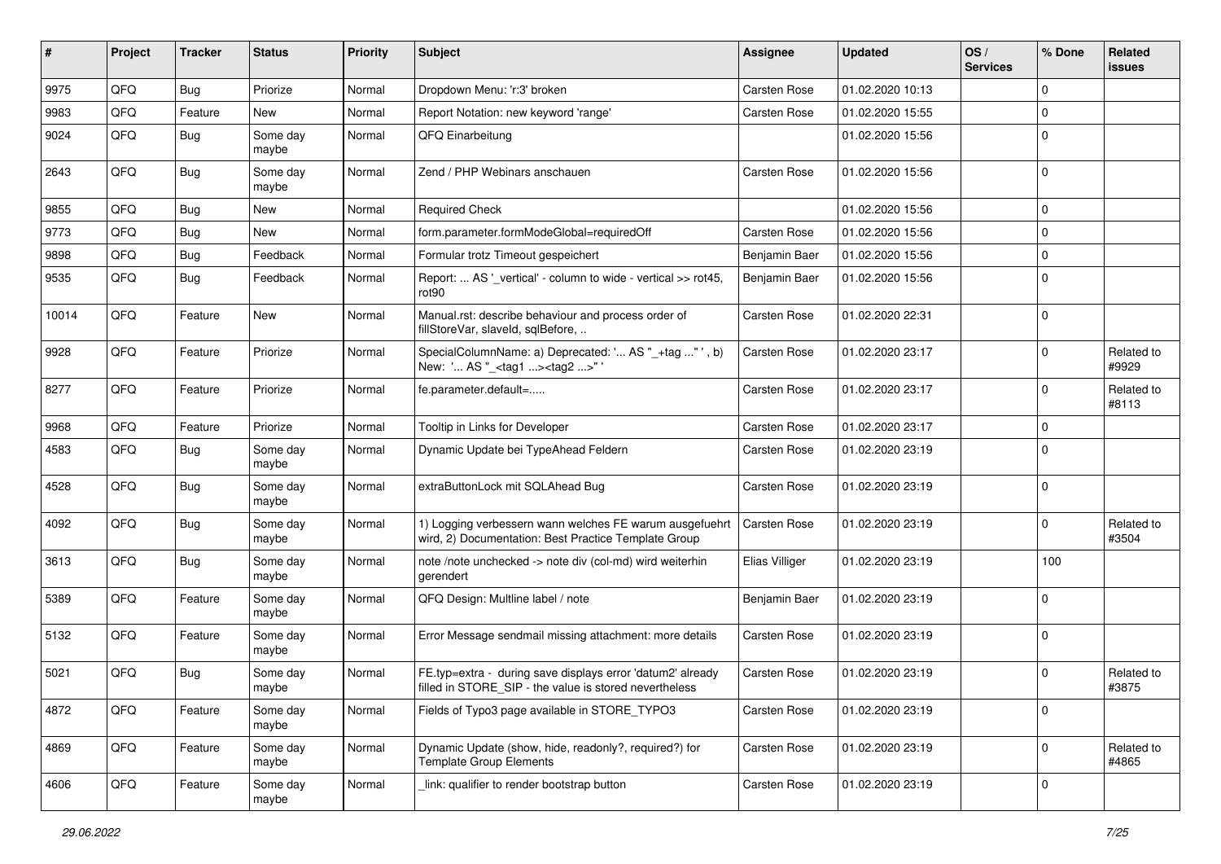| # | Project | Tracker | Status | Priority | Subject | Assignee | Updated | OS / Services | % Done | Related issues |
|---|---|---|---|---|---|---|---|---|---|---|
| 9975 | QFQ | Bug | Priorize | Normal | Dropdown Menu: 'r:3' broken | Carsten Rose | 01.02.2020 10:13 | | 0 | |
| 9983 | QFQ | Feature | New | Normal | Report Notation: new keyword 'range' | Carsten Rose | 01.02.2020 15:55 | | 0 | |
| 9024 | QFQ | Bug | Some day maybe | Normal | QFQ Einarbeitung | | 01.02.2020 15:56 | | 0 | |
| 2643 | QFQ | Bug | Some day maybe | Normal | Zend / PHP Webinars anschauen | Carsten Rose | 01.02.2020 15:56 | | 0 | |
| 9855 | QFQ | Bug | New | Normal | Required Check | | 01.02.2020 15:56 | | 0 | |
| 9773 | QFQ | Bug | New | Normal | form.parameter.formModeGlobal=requiredOff | Carsten Rose | 01.02.2020 15:56 | | 0 | |
| 9898 | QFQ | Bug | Feedback | Normal | Formular trotz Timeout gespeichert | Benjamin Baer | 01.02.2020 15:56 | | 0 | |
| 9535 | QFQ | Bug | Feedback | Normal | Report: ... AS '_vertical' - column to wide - vertical >> rot45, rot90 | Benjamin Baer | 01.02.2020 15:56 | | 0 | |
| 10014 | QFQ | Feature | New | Normal | Manual.rst: describe behaviour and process order of fillStoreVar, slaveId, sqlBefore, .. | Carsten Rose | 01.02.2020 22:31 | | 0 | |
| 9928 | QFQ | Feature | Priorize | Normal | SpecialColumnName: a) Deprecated: '... AS "_+tag ..." ', b) New: '... AS "_<tag1 ...><tag2 ...>" ' | Carsten Rose | 01.02.2020 23:17 | | 0 | Related to #9929 |
| 8277 | QFQ | Feature | Priorize | Normal | fe.parameter.default=..... | Carsten Rose | 01.02.2020 23:17 | | 0 | Related to #8113 |
| 9968 | QFQ | Feature | Priorize | Normal | Tooltip in Links for Developer | Carsten Rose | 01.02.2020 23:17 | | 0 | |
| 4583 | QFQ | Bug | Some day maybe | Normal | Dynamic Update bei TypeAhead Feldern | Carsten Rose | 01.02.2020 23:19 | | 0 | |
| 4528 | QFQ | Bug | Some day maybe | Normal | extraButtonLock mit SQLAhead Bug | Carsten Rose | 01.02.2020 23:19 | | 0 | |
| 4092 | QFQ | Bug | Some day maybe | Normal | 1) Logging verbessern wann welches FE warum ausgefuehrt wird, 2) Documentation: Best Practice Template Group | Carsten Rose | 01.02.2020 23:19 | | 0 | Related to #3504 |
| 3613 | QFQ | Bug | Some day maybe | Normal | note /note unchecked -> note div (col-md) wird weiterhin gerendert | Elias Villiger | 01.02.2020 23:19 | | 100 | |
| 5389 | QFQ | Feature | Some day maybe | Normal | QFQ Design: Multline label / note | Benjamin Baer | 01.02.2020 23:19 | | 0 | |
| 5132 | QFQ | Feature | Some day maybe | Normal | Error Message sendmail missing attachment: more details | Carsten Rose | 01.02.2020 23:19 | | 0 | |
| 5021 | QFQ | Bug | Some day maybe | Normal | FE.typ=extra - during save displays error 'datum2' already filled in STORE_SIP - the value is stored nevertheless | Carsten Rose | 01.02.2020 23:19 | | 0 | Related to #3875 |
| 4872 | QFQ | Feature | Some day maybe | Normal | Fields of Typo3 page available in STORE_TYPO3 | Carsten Rose | 01.02.2020 23:19 | | 0 | |
| 4869 | QFQ | Feature | Some day maybe | Normal | Dynamic Update (show, hide, readonly?, required?) for Template Group Elements | Carsten Rose | 01.02.2020 23:19 | | 0 | Related to #4865 |
| 4606 | QFQ | Feature | Some day maybe | Normal | _link: qualifier to render bootstrap button | Carsten Rose | 01.02.2020 23:19 | | 0 | |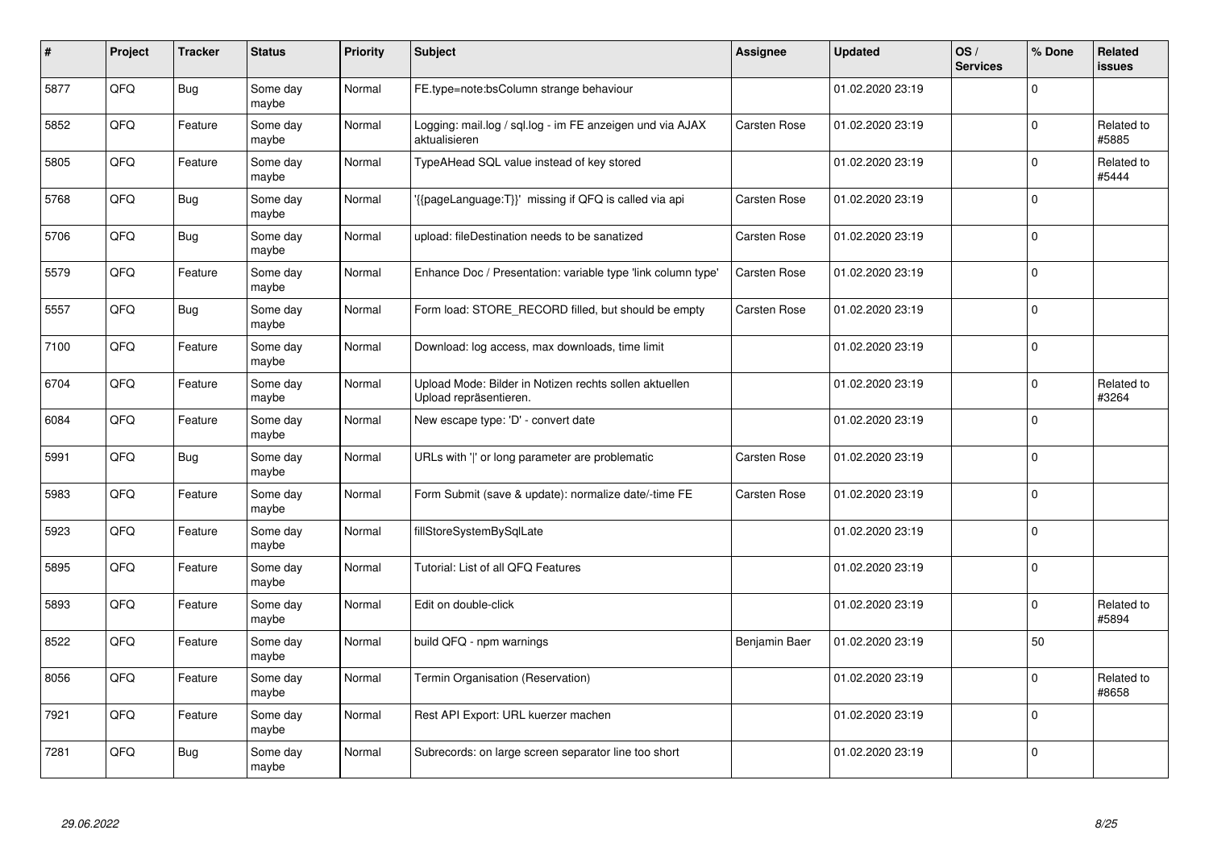| # | Project | Tracker | Status | Priority | Subject | Assignee | Updated | OS / Services | % Done | Related issues |
|---|---|---|---|---|---|---|---|---|---|---|
| 5877 | QFQ | Bug | Some day maybe | Normal | FE.type=note:bsColumn strange behaviour | | 01.02.2020 23:19 | | 0 | |
| 5852 | QFQ | Feature | Some day maybe | Normal | Logging: mail.log / sql.log - im FE anzeigen und via AJAX aktualisieren | Carsten Rose | 01.02.2020 23:19 | | 0 | Related to #5885 |
| 5805 | QFQ | Feature | Some day maybe | Normal | TypeAHead SQL value instead of key stored | | 01.02.2020 23:19 | | 0 | Related to #5444 |
| 5768 | QFQ | Bug | Some day maybe | Normal | '{{pageLanguage:T}}' missing if QFQ is called via api | Carsten Rose | 01.02.2020 23:19 | | 0 | |
| 5706 | QFQ | Bug | Some day maybe | Normal | upload: fileDestination needs to be sanatized | Carsten Rose | 01.02.2020 23:19 | | 0 | |
| 5579 | QFQ | Feature | Some day maybe | Normal | Enhance Doc / Presentation: variable type 'link column type' | Carsten Rose | 01.02.2020 23:19 | | 0 | |
| 5557 | QFQ | Bug | Some day maybe | Normal | Form load: STORE_RECORD filled, but should be empty | Carsten Rose | 01.02.2020 23:19 | | 0 | |
| 7100 | QFQ | Feature | Some day maybe | Normal | Download: log access, max downloads, time limit | | 01.02.2020 23:19 | | 0 | |
| 6704 | QFQ | Feature | Some day maybe | Normal | Upload Mode: Bilder in Notizen rechts sollen aktuellen Upload repräsentieren. | | 01.02.2020 23:19 | | 0 | Related to #3264 |
| 6084 | QFQ | Feature | Some day maybe | Normal | New escape type: 'D' - convert date | | 01.02.2020 23:19 | | 0 | |
| 5991 | QFQ | Bug | Some day maybe | Normal | URLs with ' ' or long parameter are problematic | Carsten Rose | 01.02.2020 23:19 | | 0 | |
| 5983 | QFQ | Feature | Some day maybe | Normal | Form Submit (save & update): normalize date/-time FE | Carsten Rose | 01.02.2020 23:19 | | 0 | |
| 5923 | QFQ | Feature | Some day maybe | Normal | fillStoreSystemBySqlLate | | 01.02.2020 23:19 | | 0 | |
| 5895 | QFQ | Feature | Some day maybe | Normal | Tutorial: List of all QFQ Features | | 01.02.2020 23:19 | | 0 | |
| 5893 | QFQ | Feature | Some day maybe | Normal | Edit on double-click | | 01.02.2020 23:19 | | 0 | Related to #5894 |
| 8522 | QFQ | Feature | Some day maybe | Normal | build QFQ - npm warnings | Benjamin Baer | 01.02.2020 23:19 | | 50 | |
| 8056 | QFQ | Feature | Some day maybe | Normal | Termin Organisation (Reservation) | | 01.02.2020 23:19 | | 0 | Related to #8658 |
| 7921 | QFQ | Feature | Some day maybe | Normal | Rest API Export: URL kuerzer machen | | 01.02.2020 23:19 | | 0 | |
| 7281 | QFQ | Bug | Some day maybe | Normal | Subrecords: on large screen separator line too short | | 01.02.2020 23:19 | | 0 | |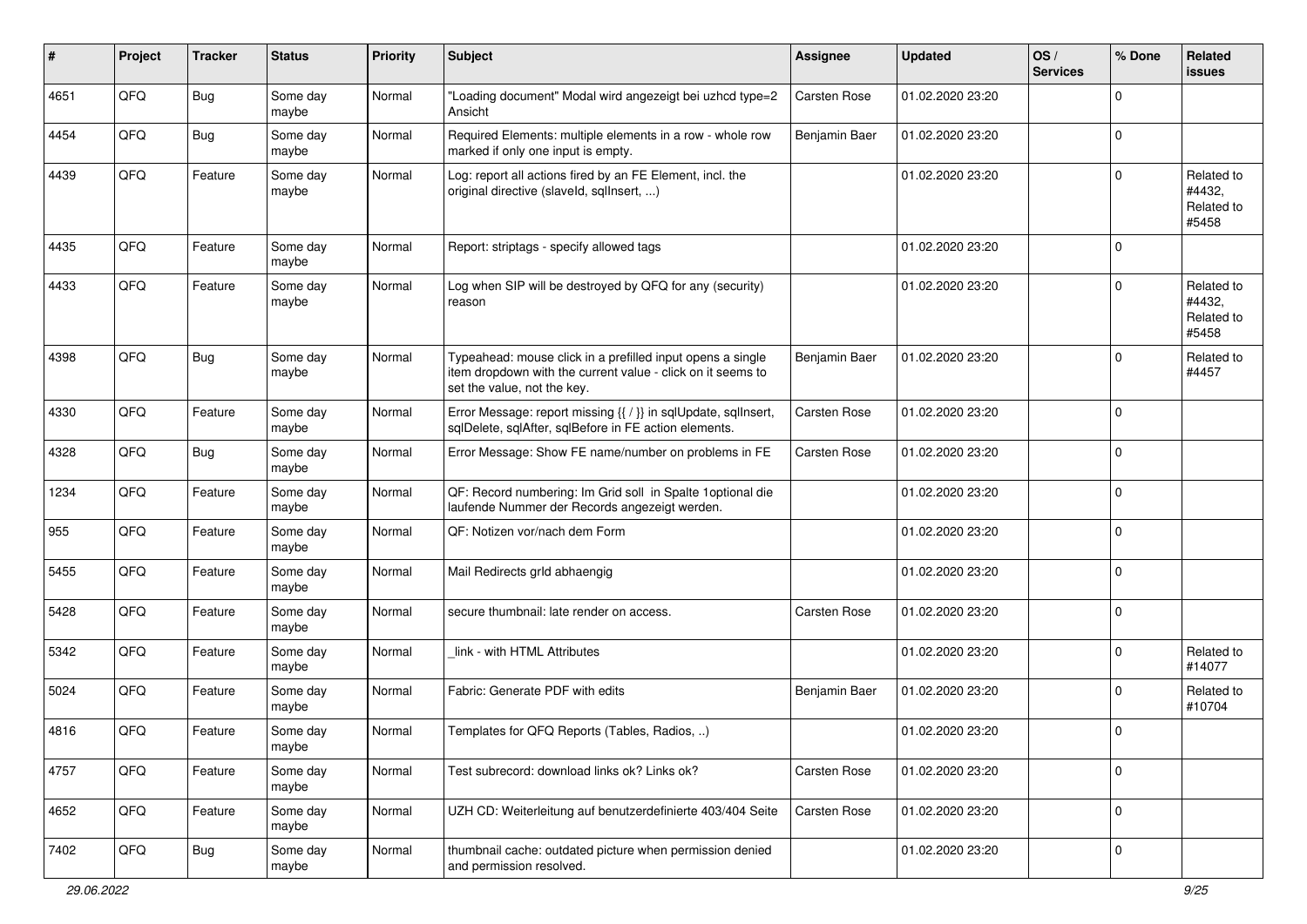| # | Project | Tracker | Status | Priority | Subject | Assignee | Updated | OS / Services | % Done | Related issues |
|---|---|---|---|---|---|---|---|---|---|---|
| 4651 | QFQ | Bug | Some day maybe | Normal | "Loading document" Modal wird angezeigt bei uzhcd type=2 Ansicht | Carsten Rose | 01.02.2020 23:20 | | 0 | |
| 4454 | QFQ | Bug | Some day maybe | Normal | Required Elements: multiple elements in a row - whole row marked if only one input is empty. | Benjamin Baer | 01.02.2020 23:20 | | 0 | |
| 4439 | QFQ | Feature | Some day maybe | Normal | Log: report all actions fired by an FE Element, incl. the original directive (slaveId, sqlInsert, ...) | | 01.02.2020 23:20 | | 0 | Related to #4432, Related to #5458 |
| 4435 | QFQ | Feature | Some day maybe | Normal | Report: striptags - specify allowed tags | | 01.02.2020 23:20 | | 0 | |
| 4433 | QFQ | Feature | Some day maybe | Normal | Log when SIP will be destroyed by QFQ for any (security) reason | | 01.02.2020 23:20 | | 0 | Related to #4432, Related to #5458 |
| 4398 | QFQ | Bug | Some day maybe | Normal | Typeahead: mouse click in a prefilled input opens a single item dropdown with the current value - click on it seems to set the value, not the key. | Benjamin Baer | 01.02.2020 23:20 | | 0 | Related to #4457 |
| 4330 | QFQ | Feature | Some day maybe | Normal | Error Message: report missing {{ / }} in sqlUpdate, sqlInsert, sqlDelete, sqlAfter, sqlBefore in FE action elements. | Carsten Rose | 01.02.2020 23:20 | | 0 | |
| 4328 | QFQ | Bug | Some day maybe | Normal | Error Message: Show FE name/number on problems in FE | Carsten Rose | 01.02.2020 23:20 | | 0 | |
| 1234 | QFQ | Feature | Some day maybe | Normal | QF: Record numbering: Im Grid soll in Spalte 1optional die laufende Nummer der Records angezeigt werden. | | 01.02.2020 23:20 | | 0 | |
| 955 | QFQ | Feature | Some day maybe | Normal | QF: Notizen vor/nach dem Form | | 01.02.2020 23:20 | | 0 | |
| 5455 | QFQ | Feature | Some day maybe | Normal | Mail Redirects grId abhaengig | | 01.02.2020 23:20 | | 0 | |
| 5428 | QFQ | Feature | Some day maybe | Normal | secure thumbnail: late render on access. | Carsten Rose | 01.02.2020 23:20 | | 0 | |
| 5342 | QFQ | Feature | Some day maybe | Normal | _link - with HTML Attributes | | 01.02.2020 23:20 | | 0 | Related to #14077 |
| 5024 | QFQ | Feature | Some day maybe | Normal | Fabric: Generate PDF with edits | Benjamin Baer | 01.02.2020 23:20 | | 0 | Related to #10704 |
| 4816 | QFQ | Feature | Some day maybe | Normal | Templates for QFQ Reports (Tables, Radios, ..) | | 01.02.2020 23:20 | | 0 | |
| 4757 | QFQ | Feature | Some day maybe | Normal | Test subrecord: download links ok? Links ok? | Carsten Rose | 01.02.2020 23:20 | | 0 | |
| 4652 | QFQ | Feature | Some day maybe | Normal | UZH CD: Weiterleitung auf benutzerdefinierte 403/404 Seite | Carsten Rose | 01.02.2020 23:20 | | 0 | |
| 7402 | QFQ | Bug | Some day maybe | Normal | thumbnail cache: outdated picture when permission denied and permission resolved. | | 01.02.2020 23:20 | | 0 | |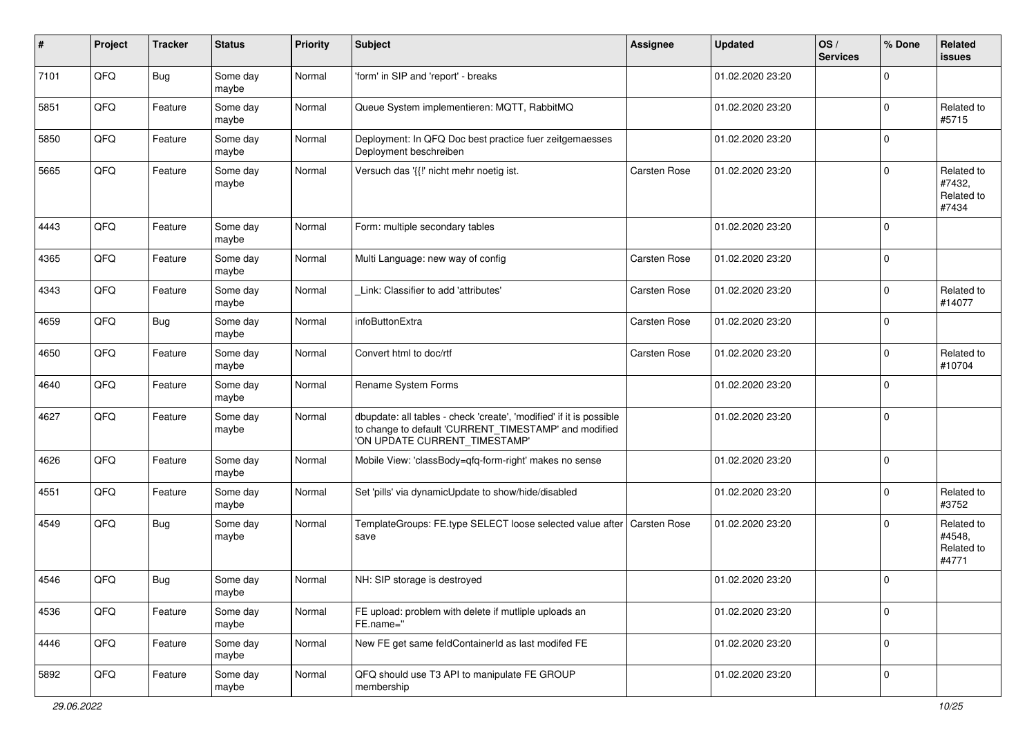| # | Project | Tracker | Status | Priority | Subject | Assignee | Updated | OS / Services | % Done | Related issues |
|---|---|---|---|---|---|---|---|---|---|---|
| 7101 | QFQ | Bug | Some day maybe | Normal | 'form' in SIP and 'report' - breaks | | 01.02.2020 23:20 | | 0 | |
| 5851 | QFQ | Feature | Some day maybe | Normal | Queue System implementieren: MQTT, RabbitMQ | | 01.02.2020 23:20 | | 0 | Related to #5715 |
| 5850 | QFQ | Feature | Some day maybe | Normal | Deployment: In QFQ Doc best practice fuer zeitgemaesses Deployment beschreiben | | 01.02.2020 23:20 | | 0 | |
| 5665 | QFQ | Feature | Some day maybe | Normal | Versuch das '{{!' nicht mehr noetig ist. | Carsten Rose | 01.02.2020 23:20 | | 0 | Related to #7432, Related to #7434 |
| 4443 | QFQ | Feature | Some day maybe | Normal | Form: multiple secondary tables | | 01.02.2020 23:20 | | 0 | |
| 4365 | QFQ | Feature | Some day maybe | Normal | Multi Language: new way of config | Carsten Rose | 01.02.2020 23:20 | | 0 | |
| 4343 | QFQ | Feature | Some day maybe | Normal | _Link: Classifier to add 'attributes' | Carsten Rose | 01.02.2020 23:20 | | 0 | Related to #14077 |
| 4659 | QFQ | Bug | Some day maybe | Normal | infoButtonExtra | Carsten Rose | 01.02.2020 23:20 | | 0 | |
| 4650 | QFQ | Feature | Some day maybe | Normal | Convert html to doc/rtf | Carsten Rose | 01.02.2020 23:20 | | 0 | Related to #10704 |
| 4640 | QFQ | Feature | Some day maybe | Normal | Rename System Forms | | 01.02.2020 23:20 | | 0 | |
| 4627 | QFQ | Feature | Some day maybe | Normal | dbupdate: all tables - check 'create', 'modified' if it is possible to change to default 'CURRENT_TIMESTAMP' and modified 'ON UPDATE CURRENT_TIMESTAMP' | | 01.02.2020 23:20 | | 0 | |
| 4626 | QFQ | Feature | Some day maybe | Normal | Mobile View: 'classBody=qfq-form-right' makes no sense | | 01.02.2020 23:20 | | 0 | |
| 4551 | QFQ | Feature | Some day maybe | Normal | Set 'pills' via dynamicUpdate to show/hide/disabled | | 01.02.2020 23:20 | | 0 | Related to #3752 |
| 4549 | QFQ | Bug | Some day maybe | Normal | TemplateGroups: FE.type SELECT loose selected value after save | Carsten Rose | 01.02.2020 23:20 | | 0 | Related to #4548, Related to #4771 |
| 4546 | QFQ | Bug | Some day maybe | Normal | NH: SIP storage is destroyed | | 01.02.2020 23:20 | | 0 | |
| 4536 | QFQ | Feature | Some day maybe | Normal | FE upload: problem with delete if mutliple uploads an FE.name=" | | 01.02.2020 23:20 | | 0 | |
| 4446 | QFQ | Feature | Some day maybe | Normal | New FE get same feldContainerId as last modifed FE | | 01.02.2020 23:20 | | 0 | |
| 5892 | QFQ | Feature | Some day maybe | Normal | QFQ should use T3 API to manipulate FE GROUP membership | | 01.02.2020 23:20 | | 0 | |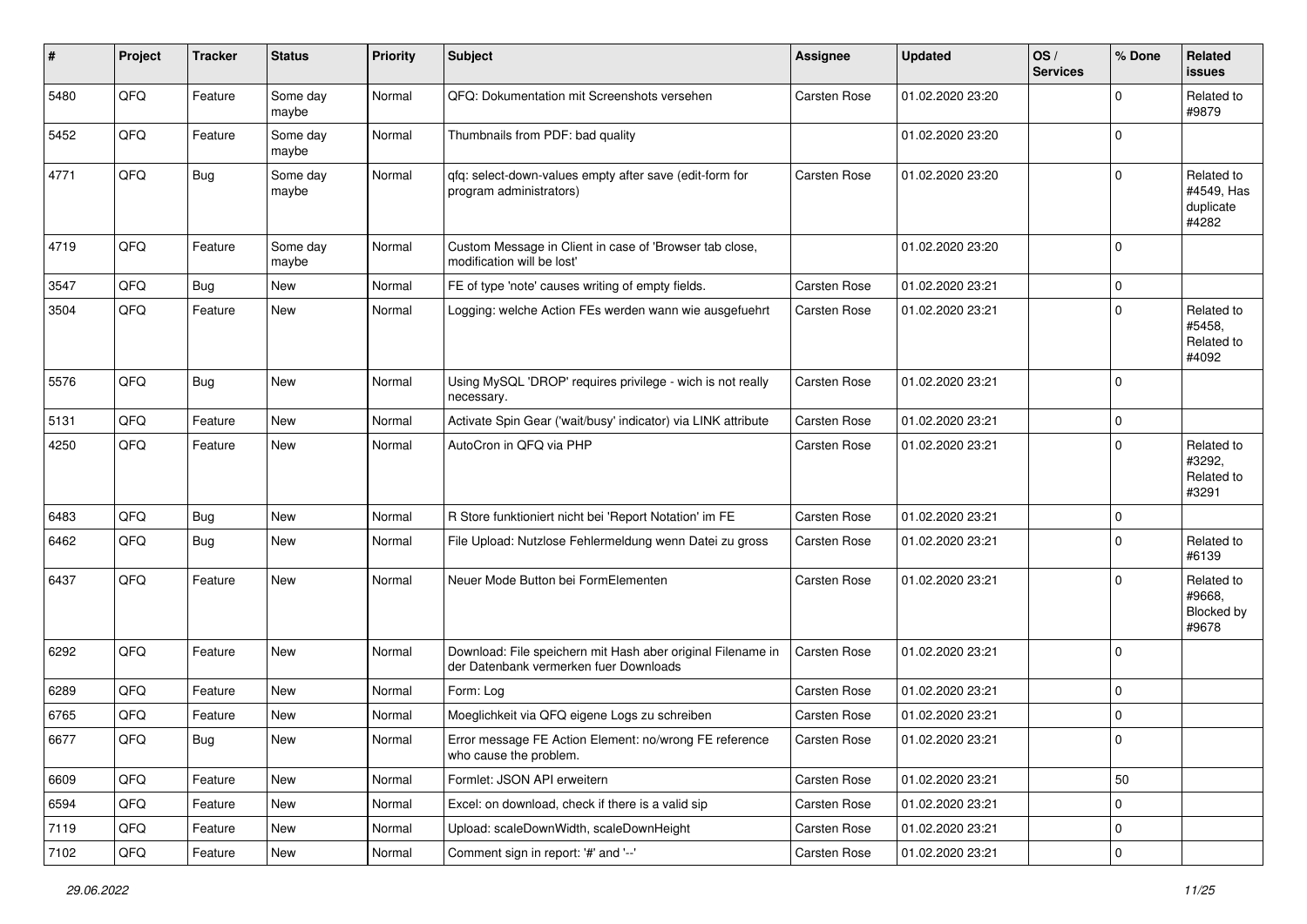| # | Project | Tracker | Status | Priority | Subject | Assignee | Updated | OS / Services | % Done | Related issues |
|---|---|---|---|---|---|---|---|---|---|---|
| 5480 | QFQ | Feature | Some day maybe | Normal | QFQ: Dokumentation mit Screenshots versehen | Carsten Rose | 01.02.2020 23:20 | | 0 | Related to #9879 |
| 5452 | QFQ | Feature | Some day maybe | Normal | Thumbnails from PDF: bad quality | | 01.02.2020 23:20 | | 0 | |
| 4771 | QFQ | Bug | Some day maybe | Normal | qfq: select-down-values empty after save (edit-form for program administrators) | Carsten Rose | 01.02.2020 23:20 | | 0 | Related to #4549, Has duplicate #4282 |
| 4719 | QFQ | Feature | Some day maybe | Normal | Custom Message in Client in case of 'Browser tab close, modification will be lost' | | 01.02.2020 23:20 | | 0 | |
| 3547 | QFQ | Bug | New | Normal | FE of type 'note' causes writing of empty fields. | Carsten Rose | 01.02.2020 23:21 | | 0 | |
| 3504 | QFQ | Feature | New | Normal | Logging: welche Action FEs werden wann wie ausgefuehrt | Carsten Rose | 01.02.2020 23:21 | | 0 | Related to #5458, Related to #4092 |
| 5576 | QFQ | Bug | New | Normal | Using MySQL 'DROP' requires privilege - wich is not really necessary. | Carsten Rose | 01.02.2020 23:21 | | 0 | |
| 5131 | QFQ | Feature | New | Normal | Activate Spin Gear ('wait/busy' indicator) via LINK attribute | Carsten Rose | 01.02.2020 23:21 | | 0 | |
| 4250 | QFQ | Feature | New | Normal | AutoCron in QFQ via PHP | Carsten Rose | 01.02.2020 23:21 | | 0 | Related to #3292, Related to #3291 |
| 6483 | QFQ | Bug | New | Normal | R Store funktioniert nicht bei 'Report Notation' im FE | Carsten Rose | 01.02.2020 23:21 | | 0 | |
| 6462 | QFQ | Bug | New | Normal | File Upload: Nutzlose Fehlermeldung wenn Datei zu gross | Carsten Rose | 01.02.2020 23:21 | | 0 | Related to #6139 |
| 6437 | QFQ | Feature | New | Normal | Neuer Mode Button bei FormElementen | Carsten Rose | 01.02.2020 23:21 | | 0 | Related to #9668, Blocked by #9678 |
| 6292 | QFQ | Feature | New | Normal | Download: File speichern mit Hash aber original Filename in der Datenbank vermerken fuer Downloads | Carsten Rose | 01.02.2020 23:21 | | 0 | |
| 6289 | QFQ | Feature | New | Normal | Form: Log | Carsten Rose | 01.02.2020 23:21 | | 0 | |
| 6765 | QFQ | Feature | New | Normal | Moeglichkeit via QFQ eigene Logs zu schreiben | Carsten Rose | 01.02.2020 23:21 | | 0 | |
| 6677 | QFQ | Bug | New | Normal | Error message FE Action Element: no/wrong FE reference who cause the problem. | Carsten Rose | 01.02.2020 23:21 | | 0 | |
| 6609 | QFQ | Feature | New | Normal | Formlet: JSON API erweitern | Carsten Rose | 01.02.2020 23:21 | | 50 | |
| 6594 | QFQ | Feature | New | Normal | Excel: on download, check if there is a valid sip | Carsten Rose | 01.02.2020 23:21 | | 0 | |
| 7119 | QFQ | Feature | New | Normal | Upload: scaleDownWidth, scaleDownHeight | Carsten Rose | 01.02.2020 23:21 | | 0 | |
| 7102 | QFQ | Feature | New | Normal | Comment sign in report: '#' and '--' | Carsten Rose | 01.02.2020 23:21 | | 0 | |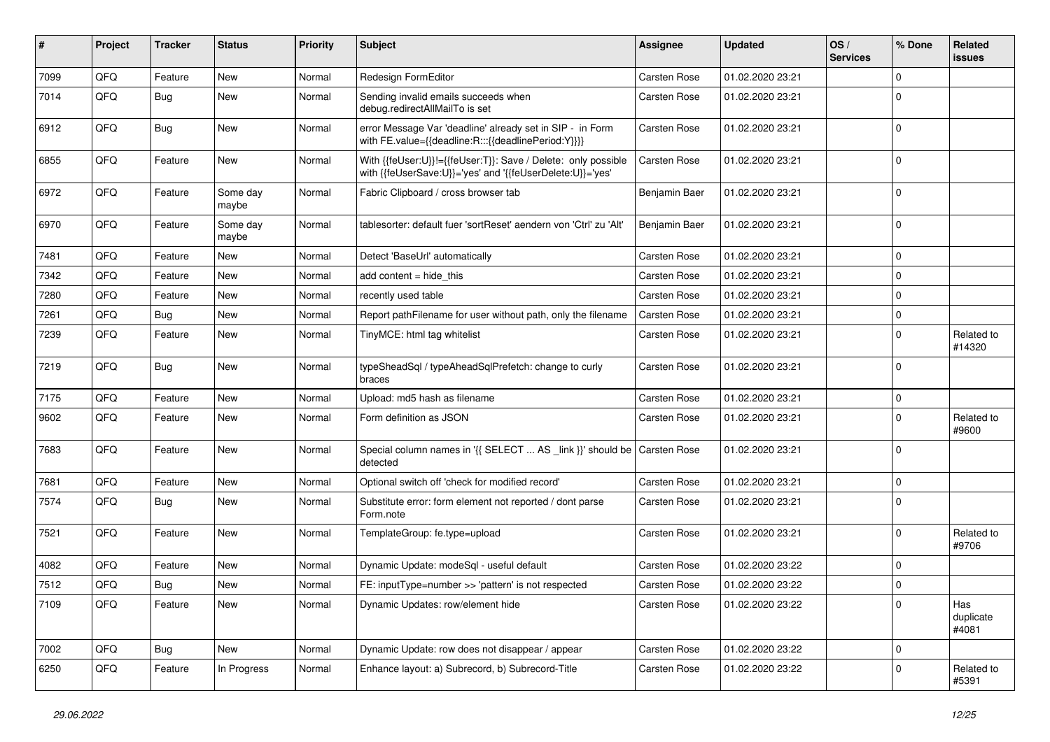| # | Project | Tracker | Status | Priority | Subject | Assignee | Updated | OS / Services | % Done | Related issues |
|---|---|---|---|---|---|---|---|---|---|---|
| 7099 | QFQ | Feature | New | Normal | Redesign FormEditor | Carsten Rose | 01.02.2020 23:21 | | 0 | |
| 7014 | QFQ | Bug | New | Normal | Sending invalid emails succeeds when debug.redirectAllMailTo is set | Carsten Rose | 01.02.2020 23:21 | | 0 | |
| 6912 | QFQ | Bug | New | Normal | error Message Var 'deadline' already set in SIP - in Form with FE.value={{deadline:R:::{{deadlinePeriod:Y}}}} | Carsten Rose | 01.02.2020 23:21 | | 0 | |
| 6855 | QFQ | Feature | New | Normal | With {{feUser:U}}!={{feUser:T}}: Save / Delete: only possible with {{feUserSave:U}}='yes' and '{{feUserDelete:U}}='yes' | Carsten Rose | 01.02.2020 23:21 | | 0 | |
| 6972 | QFQ | Feature | Some day maybe | Normal | Fabric Clipboard / cross browser tab | Benjamin Baer | 01.02.2020 23:21 | | 0 | |
| 6970 | QFQ | Feature | Some day maybe | Normal | tablesorter: default fuer 'sortReset' aendern von 'Ctrl' zu 'Alt' | Benjamin Baer | 01.02.2020 23:21 | | 0 | |
| 7481 | QFQ | Feature | New | Normal | Detect 'BaseUrl' automatically | Carsten Rose | 01.02.2020 23:21 | | 0 | |
| 7342 | QFQ | Feature | New | Normal | add content = hide_this | Carsten Rose | 01.02.2020 23:21 | | 0 | |
| 7280 | QFQ | Feature | New | Normal | recently used table | Carsten Rose | 01.02.2020 23:21 | | 0 | |
| 7261 | QFQ | Bug | New | Normal | Report pathFilename for user without path, only the filename | Carsten Rose | 01.02.2020 23:21 | | 0 | |
| 7239 | QFQ | Feature | New | Normal | TinyMCE: html tag whitelist | Carsten Rose | 01.02.2020 23:21 | | 0 | Related to #14320 |
| 7219 | QFQ | Bug | New | Normal | typeSheadSql / typeAheadSqlPrefetch: change to curly braces | Carsten Rose | 01.02.2020 23:21 | | 0 | |
| 7175 | QFQ | Feature | New | Normal | Upload: md5 hash as filename | Carsten Rose | 01.02.2020 23:21 | | 0 | |
| 9602 | QFQ | Feature | New | Normal | Form definition as JSON | Carsten Rose | 01.02.2020 23:21 | | 0 | Related to #9600 |
| 7683 | QFQ | Feature | New | Normal | Special column names in '{{ SELECT ... AS _link }}' should be detected | Carsten Rose | 01.02.2020 23:21 | | 0 | |
| 7681 | QFQ | Feature | New | Normal | Optional switch off 'check for modified record' | Carsten Rose | 01.02.2020 23:21 | | 0 | |
| 7574 | QFQ | Bug | New | Normal | Substitute error: form element not reported / dont parse Form.note | Carsten Rose | 01.02.2020 23:21 | | 0 | |
| 7521 | QFQ | Feature | New | Normal | TemplateGroup: fe.type=upload | Carsten Rose | 01.02.2020 23:21 | | 0 | Related to #9706 |
| 4082 | QFQ | Feature | New | Normal | Dynamic Update: modeSql - useful default | Carsten Rose | 01.02.2020 23:22 | | 0 | |
| 7512 | QFQ | Bug | New | Normal | FE: inputType=number >> 'pattern' is not respected | Carsten Rose | 01.02.2020 23:22 | | 0 | |
| 7109 | QFQ | Feature | New | Normal | Dynamic Updates: row/element hide | Carsten Rose | 01.02.2020 23:22 | | 0 | Has duplicate #4081 |
| 7002 | QFQ | Bug | New | Normal | Dynamic Update: row does not disappear / appear | Carsten Rose | 01.02.2020 23:22 | | 0 | |
| 6250 | QFQ | Feature | In Progress | Normal | Enhance layout: a) Subrecord, b) Subrecord-Title | Carsten Rose | 01.02.2020 23:22 | | 0 | Related to #5391 |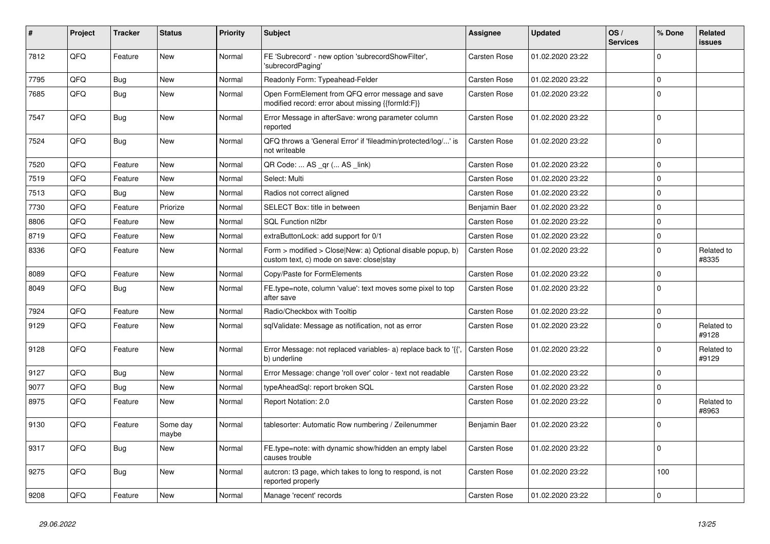| # | Project | Tracker | Status | Priority | Subject | Assignee | Updated | OS / Services | % Done | Related issues |
|---|---|---|---|---|---|---|---|---|---|---|
| 7812 | QFQ | Feature | New | Normal | FE 'Subrecord' - new option 'subrecordShowFilter', 'subrecordPaging' | Carsten Rose | 01.02.2020 23:22 | | 0 | |
| 7795 | QFQ | Bug | New | Normal | Readonly Form: Typeahead-Felder | Carsten Rose | 01.02.2020 23:22 | | 0 | |
| 7685 | QFQ | Bug | New | Normal | Open FormElement from QFQ error message and save modified record: error about missing {{formId:F}} | Carsten Rose | 01.02.2020 23:22 | | 0 | |
| 7547 | QFQ | Bug | New | Normal | Error Message in afterSave: wrong parameter column reported | Carsten Rose | 01.02.2020 23:22 | | 0 | |
| 7524 | QFQ | Bug | New | Normal | QFQ throws a 'General Error' if 'fileadmin/protected/log/...' is not writeable | Carsten Rose | 01.02.2020 23:22 | | 0 | |
| 7520 | QFQ | Feature | New | Normal | QR Code: ... AS _qr (... AS _link) | Carsten Rose | 01.02.2020 23:22 | | 0 | |
| 7519 | QFQ | Feature | New | Normal | Select: Multi | Carsten Rose | 01.02.2020 23:22 | | 0 | |
| 7513 | QFQ | Bug | New | Normal | Radios not correct aligned | Carsten Rose | 01.02.2020 23:22 | | 0 | |
| 7730 | QFQ | Feature | Priorize | Normal | SELECT Box: title in between | Benjamin Baer | 01.02.2020 23:22 | | 0 | |
| 8806 | QFQ | Feature | New | Normal | SQL Function nl2br | Carsten Rose | 01.02.2020 23:22 | | 0 | |
| 8719 | QFQ | Feature | New | Normal | extraButtonLock: add support for 0/1 | Carsten Rose | 01.02.2020 23:22 | | 0 | |
| 8336 | QFQ | Feature | New | Normal | Form > modified > Close\|New: a) Optional disable popup, b) custom text, c) mode on save: close\|stay | Carsten Rose | 01.02.2020 23:22 | | 0 | Related to #8335 |
| 8089 | QFQ | Feature | New | Normal | Copy/Paste for FormElements | Carsten Rose | 01.02.2020 23:22 | | 0 | |
| 8049 | QFQ | Bug | New | Normal | FE.type=note, column 'value': text moves some pixel to top after save | Carsten Rose | 01.02.2020 23:22 | | 0 | |
| 7924 | QFQ | Feature | New | Normal | Radio/Checkbox with Tooltip | Carsten Rose | 01.02.2020 23:22 | | 0 | |
| 9129 | QFQ | Feature | New | Normal | sqlValidate: Message as notification, not as error | Carsten Rose | 01.02.2020 23:22 | | 0 | Related to #9128 |
| 9128 | QFQ | Feature | New | Normal | Error Message: not replaced variables- a) replace back to '{{', b) underline | Carsten Rose | 01.02.2020 23:22 | | 0 | Related to #9129 |
| 9127 | QFQ | Bug | New | Normal | Error Message: change 'roll over' color - text not readable | Carsten Rose | 01.02.2020 23:22 | | 0 | |
| 9077 | QFQ | Bug | New | Normal | typeAheadSql: report broken SQL | Carsten Rose | 01.02.2020 23:22 | | 0 | |
| 8975 | QFQ | Feature | New | Normal | Report Notation: 2.0 | Carsten Rose | 01.02.2020 23:22 | | 0 | Related to #8963 |
| 9130 | QFQ | Feature | Some day maybe | Normal | tablesorter: Automatic Row numbering / Zeilenummer | Benjamin Baer | 01.02.2020 23:22 | | 0 | |
| 9317 | QFQ | Bug | New | Normal | FE.type=note: with dynamic show/hidden an empty label causes trouble | Carsten Rose | 01.02.2020 23:22 | | 0 | |
| 9275 | QFQ | Bug | New | Normal | autcron: t3 page, which takes to long to respond, is not reported properly | Carsten Rose | 01.02.2020 23:22 | | 100 | |
| 9208 | QFQ | Feature | New | Normal | Manage 'recent' records | Carsten Rose | 01.02.2020 23:22 | | 0 | |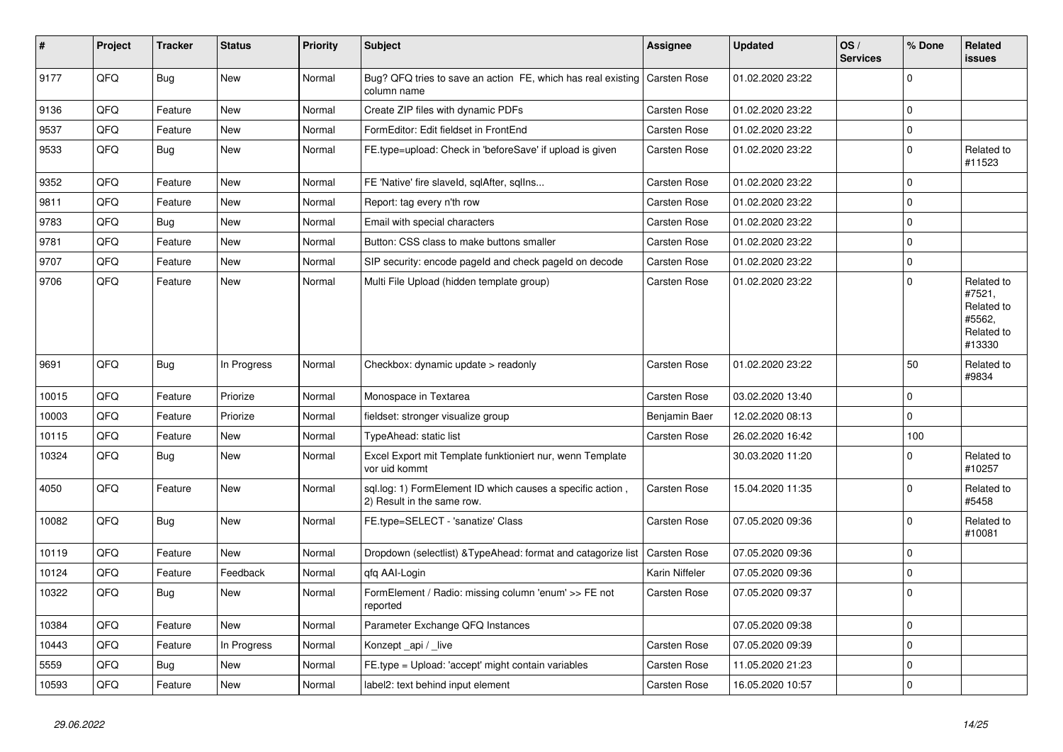| # | Project | Tracker | Status | Priority | Subject | Assignee | Updated | OS / Services | % Done | Related issues |
|---|---|---|---|---|---|---|---|---|---|---|
| 9177 | QFQ | Bug | New | Normal | Bug? QFQ tries to save an action FE, which has real existing column name | Carsten Rose | 01.02.2020 23:22 | | 0 | |
| 9136 | QFQ | Feature | New | Normal | Create ZIP files with dynamic PDFs | Carsten Rose | 01.02.2020 23:22 | | 0 | |
| 9537 | QFQ | Feature | New | Normal | FormEditor: Edit fieldset in FrontEnd | Carsten Rose | 01.02.2020 23:22 | | 0 | |
| 9533 | QFQ | Bug | New | Normal | FE.type=upload: Check in 'beforeSave' if upload is given | Carsten Rose | 01.02.2020 23:22 | | 0 | Related to #11523 |
| 9352 | QFQ | Feature | New | Normal | FE 'Native' fire slaveId, sqlAfter, sqlIns... | Carsten Rose | 01.02.2020 23:22 | | 0 | |
| 9811 | QFQ | Feature | New | Normal | Report: tag every n'th row | Carsten Rose | 01.02.2020 23:22 | | 0 | |
| 9783 | QFQ | Bug | New | Normal | Email with special characters | Carsten Rose | 01.02.2020 23:22 | | 0 | |
| 9781 | QFQ | Feature | New | Normal | Button: CSS class to make buttons smaller | Carsten Rose | 01.02.2020 23:22 | | 0 | |
| 9707 | QFQ | Feature | New | Normal | SIP security: encode pageId and check pageId on decode | Carsten Rose | 01.02.2020 23:22 | | 0 | |
| 9706 | QFQ | Feature | New | Normal | Multi File Upload (hidden template group) | Carsten Rose | 01.02.2020 23:22 | | 0 | Related to #7521, Related to #5562, Related to #13330 |
| 9691 | QFQ | Bug | In Progress | Normal | Checkbox: dynamic update > readonly | Carsten Rose | 01.02.2020 23:22 | | 50 | Related to #9834 |
| 10015 | QFQ | Feature | Priorize | Normal | Monospace in Textarea | Carsten Rose | 03.02.2020 13:40 | | 0 | |
| 10003 | QFQ | Feature | Priorize | Normal | fieldset: stronger visualize group | Benjamin Baer | 12.02.2020 08:13 | | 0 | |
| 10115 | QFQ | Feature | New | Normal | TypeAhead: static list | Carsten Rose | 26.02.2020 16:42 | | 100 | |
| 10324 | QFQ | Bug | New | Normal | Excel Export mit Template funktioniert nur, wenn Template vor uid kommt | | 30.03.2020 11:20 | | 0 | Related to #10257 |
| 4050 | QFQ | Feature | New | Normal | sql.log: 1) FormElement ID which causes a specific action , 2) Result in the same row. | Carsten Rose | 15.04.2020 11:35 | | 0 | Related to #5458 |
| 10082 | QFQ | Bug | New | Normal | FE.type=SELECT - 'sanatize' Class | Carsten Rose | 07.05.2020 09:36 | | 0 | Related to #10081 |
| 10119 | QFQ | Feature | New | Normal | Dropdown (selectlist) &TypeAhead: format and catagorize list | Carsten Rose | 07.05.2020 09:36 | | 0 | |
| 10124 | QFQ | Feature | Feedback | Normal | qfq AAI-Login | Karin Niffeler | 07.05.2020 09:36 | | 0 | |
| 10322 | QFQ | Bug | New | Normal | FormElement / Radio: missing column 'enum' >> FE not reported | Carsten Rose | 07.05.2020 09:37 | | 0 | |
| 10384 | QFQ | Feature | New | Normal | Parameter Exchange QFQ Instances | | 07.05.2020 09:38 | | 0 | |
| 10443 | QFQ | Feature | In Progress | Normal | Konzept _api / _live | Carsten Rose | 07.05.2020 09:39 | | 0 | |
| 5559 | QFQ | Bug | New | Normal | FE.type = Upload: 'accept' might contain variables | Carsten Rose | 11.05.2020 21:23 | | 0 | |
| 10593 | QFQ | Feature | New | Normal | label2: text behind input element | Carsten Rose | 16.05.2020 10:57 | | 0 | |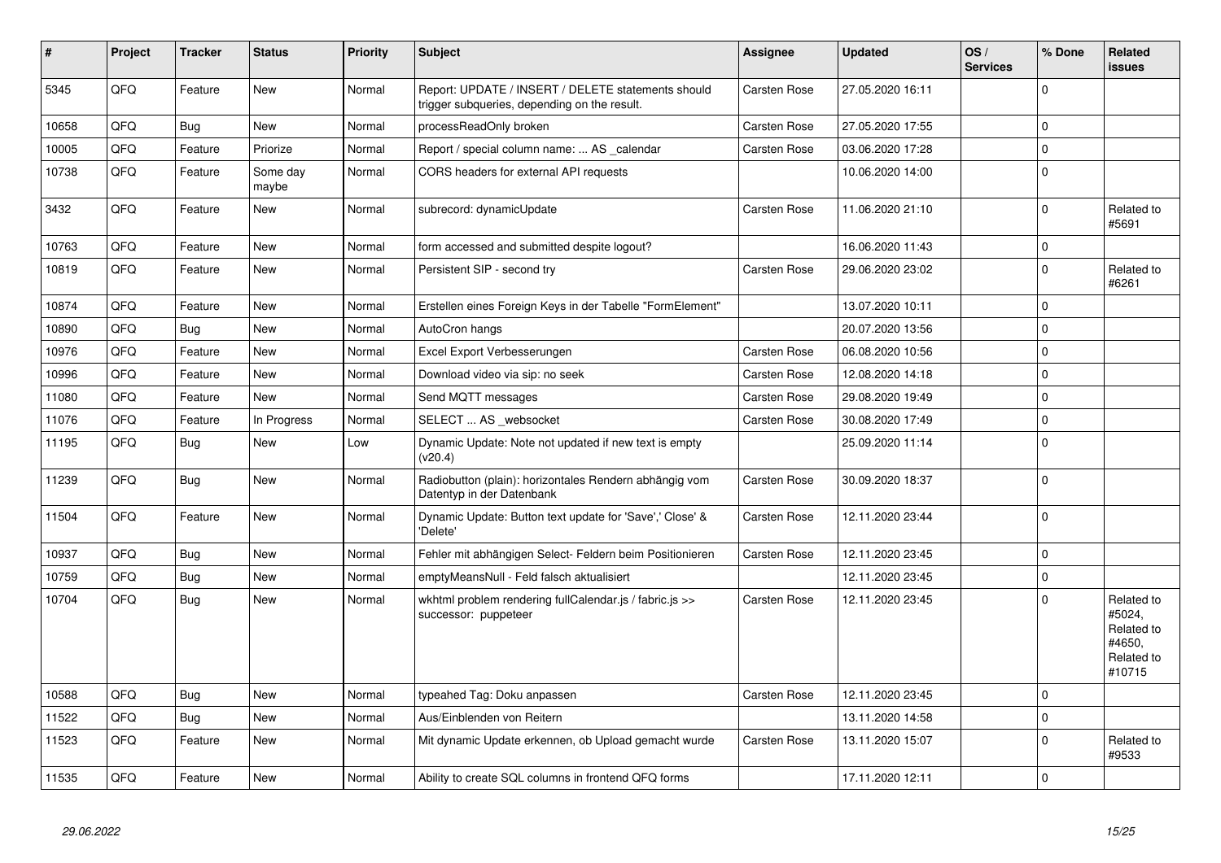| # | Project | Tracker | Status | Priority | Subject | Assignee | Updated | OS / Services | % Done | Related issues |
|---|---|---|---|---|---|---|---|---|---|---|
| 5345 | QFQ | Feature | New | Normal | Report: UPDATE / INSERT / DELETE statements should trigger subqueries, depending on the result. | Carsten Rose | 27.05.2020 16:11 | | 0 | |
| 10658 | QFQ | Bug | New | Normal | processReadOnly broken | Carsten Rose | 27.05.2020 17:55 | | 0 | |
| 10005 | QFQ | Feature | Priorize | Normal | Report / special column name: ... AS _calendar | Carsten Rose | 03.06.2020 17:28 | | 0 | |
| 10738 | QFQ | Feature | Some day maybe | Normal | CORS headers for external API requests | | 10.06.2020 14:00 | | 0 | |
| 3432 | QFQ | Feature | New | Normal | subrecord: dynamicUpdate | Carsten Rose | 11.06.2020 21:10 | | 0 | Related to #5691 |
| 10763 | QFQ | Feature | New | Normal | form accessed and submitted despite logout? | | 16.06.2020 11:43 | | 0 | |
| 10819 | QFQ | Feature | New | Normal | Persistent SIP - second try | Carsten Rose | 29.06.2020 23:02 | | 0 | Related to #6261 |
| 10874 | QFQ | Feature | New | Normal | Erstellen eines Foreign Keys in der Tabelle "FormElement" | | 13.07.2020 10:11 | | 0 | |
| 10890 | QFQ | Bug | New | Normal | AutoCron hangs | | 20.07.2020 13:56 | | 0 | |
| 10976 | QFQ | Feature | New | Normal | Excel Export Verbesserungen | Carsten Rose | 06.08.2020 10:56 | | 0 | |
| 10996 | QFQ | Feature | New | Normal | Download video via sip: no seek | Carsten Rose | 12.08.2020 14:18 | | 0 | |
| 11080 | QFQ | Feature | New | Normal | Send MQTT messages | Carsten Rose | 29.08.2020 19:49 | | 0 | |
| 11076 | QFQ | Feature | In Progress | Normal | SELECT ... AS _websocket | Carsten Rose | 30.08.2020 17:49 | | 0 | |
| 11195 | QFQ | Bug | New | Low | Dynamic Update: Note not updated if new text is empty (v20.4) | | 25.09.2020 11:14 | | 0 | |
| 11239 | QFQ | Bug | New | Normal | Radiobutton (plain): horizontales Rendern abhängig vom Datentyp in der Datenbank | Carsten Rose | 30.09.2020 18:37 | | 0 | |
| 11504 | QFQ | Feature | New | Normal | Dynamic Update: Button text update for 'Save',' Close' & 'Delete' | Carsten Rose | 12.11.2020 23:44 | | 0 | |
| 10937 | QFQ | Bug | New | Normal | Fehler mit abhängigen Select- Feldern beim Positionieren | Carsten Rose | 12.11.2020 23:45 | | 0 | |
| 10759 | QFQ | Bug | New | Normal | emptyMeansNull - Feld falsch aktualisiert | | 12.11.2020 23:45 | | 0 | |
| 10704 | QFQ | Bug | New | Normal | wkhtml problem rendering fullCalendar.js / fabric.js >> successor: puppeteer | Carsten Rose | 12.11.2020 23:45 | | 0 | Related to #5024, Related to #4650, Related to #10715 |
| 10588 | QFQ | Bug | New | Normal | typeahed Tag: Doku anpassen | Carsten Rose | 12.11.2020 23:45 | | 0 | |
| 11522 | QFQ | Bug | New | Normal | Aus/Einblenden von Reitern | | 13.11.2020 14:58 | | 0 | |
| 11523 | QFQ | Feature | New | Normal | Mit dynamic Update erkennen, ob Upload gemacht wurde | Carsten Rose | 13.11.2020 15:07 | | 0 | Related to #9533 |
| 11535 | QFQ | Feature | New | Normal | Ability to create SQL columns in frontend QFQ forms | | 17.11.2020 12:11 | | 0 | |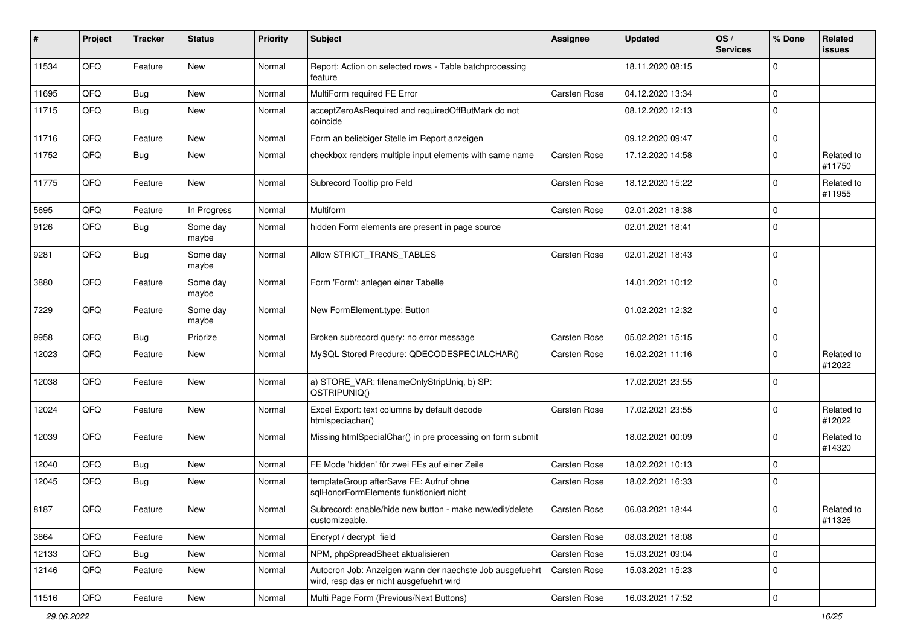| # | Project | Tracker | Status | Priority | Subject | Assignee | Updated | OS / Services | % Done | Related issues |
|---|---|---|---|---|---|---|---|---|---|---|
| 11534 | QFQ | Feature | New | Normal | Report: Action on selected rows - Table batchprocessing feature | | 18.11.2020 08:15 | | 0 | |
| 11695 | QFQ | Bug | New | Normal | MultiForm required FE Error | Carsten Rose | 04.12.2020 13:34 | | 0 | |
| 11715 | QFQ | Bug | New | Normal | acceptZeroAsRequired and requiredOffButMark do not coincide | | 08.12.2020 12:13 | | 0 | |
| 11716 | QFQ | Feature | New | Normal | Form an beliebiger Stelle im Report anzeigen | | 09.12.2020 09:47 | | 0 | |
| 11752 | QFQ | Bug | New | Normal | checkbox renders multiple input elements with same name | Carsten Rose | 17.12.2020 14:58 | | 0 | Related to #11750 |
| 11775 | QFQ | Feature | New | Normal | Subrecord Tooltip pro Feld | Carsten Rose | 18.12.2020 15:22 | | 0 | Related to #11955 |
| 5695 | QFQ | Feature | In Progress | Normal | Multiform | Carsten Rose | 02.01.2021 18:38 | | 0 | |
| 9126 | QFQ | Bug | Some day maybe | Normal | hidden Form elements are present in page source | | 02.01.2021 18:41 | | 0 | |
| 9281 | QFQ | Bug | Some day maybe | Normal | Allow STRICT_TRANS_TABLES | Carsten Rose | 02.01.2021 18:43 | | 0 | |
| 3880 | QFQ | Feature | Some day maybe | Normal | Form 'Form': anlegen einer Tabelle | | 14.01.2021 10:12 | | 0 | |
| 7229 | QFQ | Feature | Some day maybe | Normal | New FormElement.type: Button | | 01.02.2021 12:32 | | 0 | |
| 9958 | QFQ | Bug | Priorize | Normal | Broken subrecord query: no error message | Carsten Rose | 05.02.2021 15:15 | | 0 | |
| 12023 | QFQ | Feature | New | Normal | MySQL Stored Precdure: QDECODESPECIALCHAR() | Carsten Rose | 16.02.2021 11:16 | | 0 | Related to #12022 |
| 12038 | QFQ | Feature | New | Normal | a) STORE_VAR: filenameOnlyStripUniq, b) SP: QSTRIPUNIQ() | | 17.02.2021 23:55 | | 0 | |
| 12024 | QFQ | Feature | New | Normal | Excel Export: text columns by default decode htmlspeciachar() | Carsten Rose | 17.02.2021 23:55 | | 0 | Related to #12022 |
| 12039 | QFQ | Feature | New | Normal | Missing htmlSpecialChar() in pre processing on form submit | | 18.02.2021 00:09 | | 0 | Related to #14320 |
| 12040 | QFQ | Bug | New | Normal | FE Mode 'hidden' für zwei FEs auf einer Zeile | Carsten Rose | 18.02.2021 10:13 | | 0 | |
| 12045 | QFQ | Bug | New | Normal | templateGroup afterSave FE: Aufruf ohne sqlHonorFormElements funktioniert nicht | Carsten Rose | 18.02.2021 16:33 | | 0 | |
| 8187 | QFQ | Feature | New | Normal | Subrecord: enable/hide new button - make new/edit/delete customizeable. | Carsten Rose | 06.03.2021 18:44 | | 0 | Related to #11326 |
| 3864 | QFQ | Feature | New | Normal | Encrypt / decrypt field | Carsten Rose | 08.03.2021 18:08 | | 0 | |
| 12133 | QFQ | Bug | New | Normal | NPM, phpSpreadSheet aktualisieren | Carsten Rose | 15.03.2021 09:04 | | 0 | |
| 12146 | QFQ | Feature | New | Normal | Autocron Job: Anzeigen wann der naechste Job ausgefuehrt wird, resp das er nicht ausgefuehrt wird | Carsten Rose | 15.03.2021 15:23 | | 0 | |
| 11516 | QFQ | Feature | New | Normal | Multi Page Form (Previous/Next Buttons) | Carsten Rose | 16.03.2021 17:52 | | 0 | |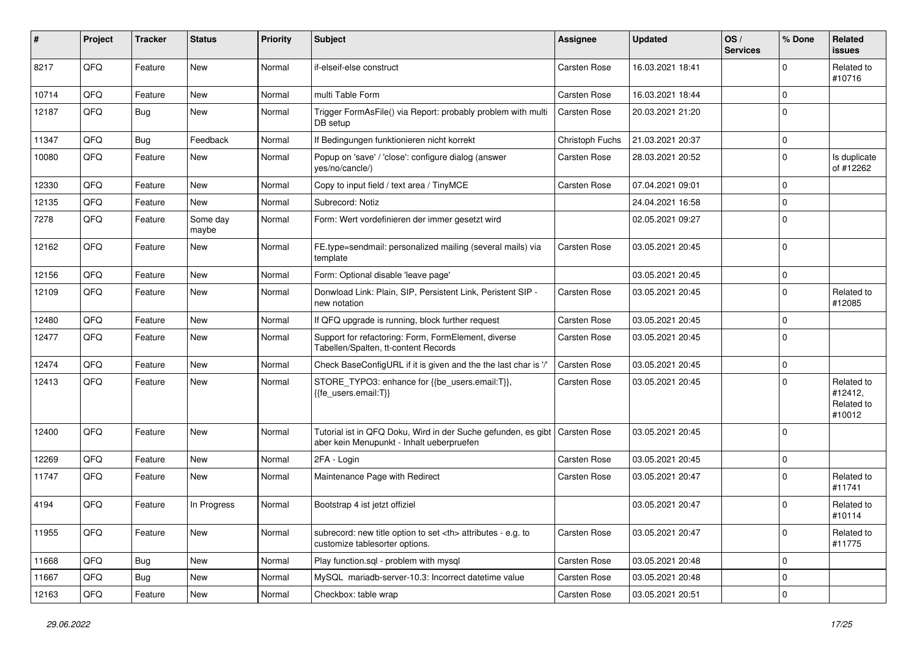| # | Project | Tracker | Status | Priority | Subject | Assignee | Updated | OS / Services | % Done | Related issues |
|---|---|---|---|---|---|---|---|---|---|---|
| 8217 | QFQ | Feature | New | Normal | if-elseif-else construct | Carsten Rose | 16.03.2021 18:41 | | 0 | Related to #10716 |
| 10714 | QFQ | Feature | New | Normal | multi Table Form | Carsten Rose | 16.03.2021 18:44 | | 0 | |
| 12187 | QFQ | Bug | New | Normal | Trigger FormAsFile() via Report: probably problem with multi DB setup | Carsten Rose | 20.03.2021 21:20 | | 0 | |
| 11347 | QFQ | Bug | Feedback | Normal | If Bedingungen funktionieren nicht korrekt | Christoph Fuchs | 21.03.2021 20:37 | | 0 | |
| 10080 | QFQ | Feature | New | Normal | Popup on 'save' / 'close': configure dialog (answer yes/no/cancle/) | Carsten Rose | 28.03.2021 20:52 | | 0 | Is duplicate of #12262 |
| 12330 | QFQ | Feature | New | Normal | Copy to input field / text area / TinyMCE | Carsten Rose | 07.04.2021 09:01 | | 0 | |
| 12135 | QFQ | Feature | New | Normal | Subrecord: Notiz | | 24.04.2021 16:58 | | 0 | |
| 7278 | QFQ | Feature | Some day maybe | Normal | Form: Wert vordefinieren der immer gesetzt wird | | 02.05.2021 09:27 | | 0 | |
| 12162 | QFQ | Feature | New | Normal | FE.type=sendmail: personalized mailing (several mails) via template | Carsten Rose | 03.05.2021 20:45 | | 0 | |
| 12156 | QFQ | Feature | New | Normal | Form: Optional disable 'leave page' | | 03.05.2021 20:45 | | 0 | |
| 12109 | QFQ | Feature | New | Normal | Donwload Link: Plain, SIP, Persistent Link, Peristent SIP - new notation | Carsten Rose | 03.05.2021 20:45 | | 0 | Related to #12085 |
| 12480 | QFQ | Feature | New | Normal | If QFQ upgrade is running, block further request | Carsten Rose | 03.05.2021 20:45 | | 0 | |
| 12477 | QFQ | Feature | New | Normal | Support for refactoring: Form, FormElement, diverse Tabellen/Spalten, tt-content Records | Carsten Rose | 03.05.2021 20:45 | | 0 | |
| 12474 | QFQ | Feature | New | Normal | Check BaseConfigURL if it is given and the the last char is '/' | Carsten Rose | 03.05.2021 20:45 | | 0 | |
| 12413 | QFQ | Feature | New | Normal | STORE_TYPO3: enhance for {{be_users.email:T}}, {{fe_users.email:T}} | Carsten Rose | 03.05.2021 20:45 | | 0 | Related to #12412, Related to #10012 |
| 12400 | QFQ | Feature | New | Normal | Tutorial ist in QFQ Doku, Wird in der Suche gefunden, es gibt aber kein Menupunkt - Inhalt ueberpruefen | Carsten Rose | 03.05.2021 20:45 | | 0 | |
| 12269 | QFQ | Feature | New | Normal | 2FA - Login | Carsten Rose | 03.05.2021 20:45 | | 0 | |
| 11747 | QFQ | Feature | New | Normal | Maintenance Page with Redirect | Carsten Rose | 03.05.2021 20:47 | | 0 | Related to #11741 |
| 4194 | QFQ | Feature | In Progress | Normal | Bootstrap 4 ist jetzt offiziel | | 03.05.2021 20:47 | | 0 | Related to #10114 |
| 11955 | QFQ | Feature | New | Normal | subrecord: new title option to set <th> attributes - e.g. to customize tablesorter options. | Carsten Rose | 03.05.2021 20:47 | | 0 | Related to #11775 |
| 11668 | QFQ | Bug | New | Normal | Play function.sql - problem with mysql | Carsten Rose | 03.05.2021 20:48 | | 0 | |
| 11667 | QFQ | Bug | New | Normal | MySQL mariadb-server-10.3: Incorrect datetime value | Carsten Rose | 03.05.2021 20:48 | | 0 | |
| 12163 | QFQ | Feature | New | Normal | Checkbox: table wrap | Carsten Rose | 03.05.2021 20:51 | | 0 | |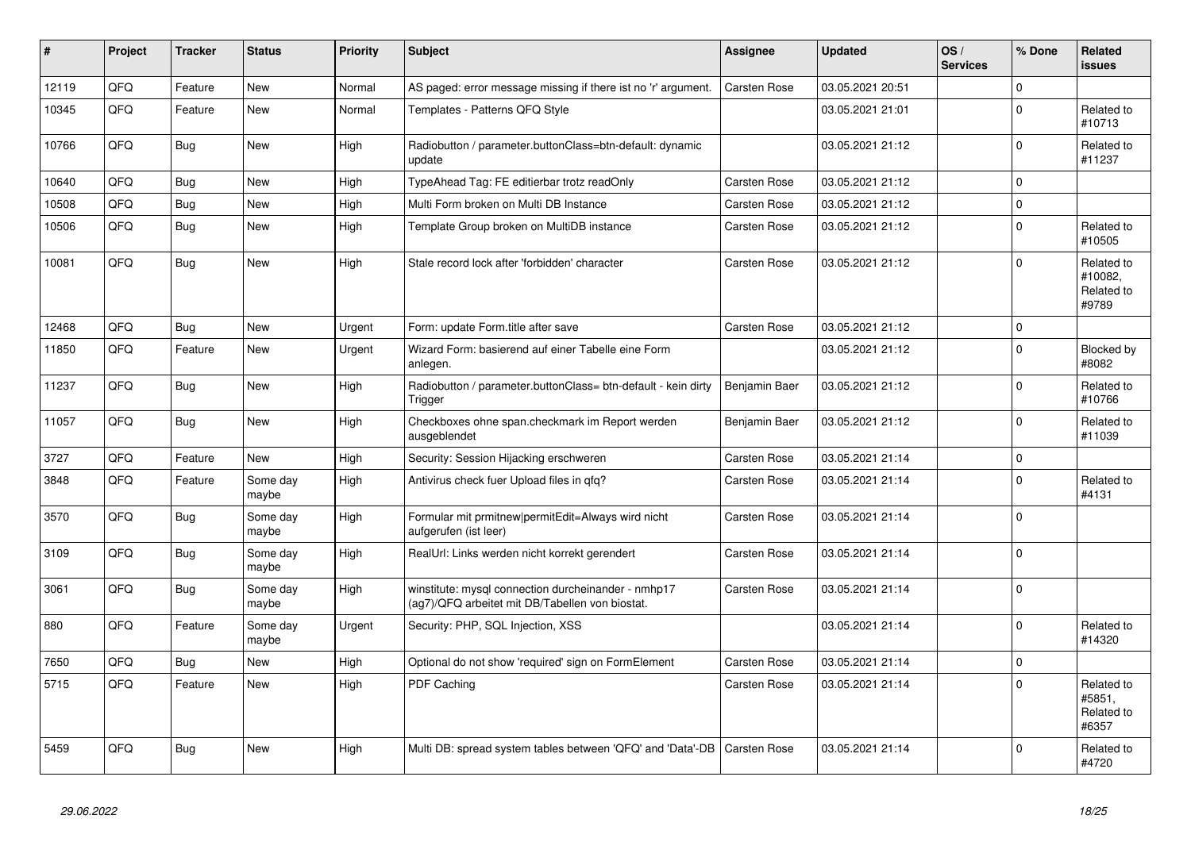| # | Project | Tracker | Status | Priority | Subject | Assignee | Updated | OS / Services | % Done | Related issues |
|---|---|---|---|---|---|---|---|---|---|---|
| 12119 | QFQ | Feature | New | Normal | AS paged: error message missing if there ist no 'r' argument. | Carsten Rose | 03.05.2021 20:51 | | 0 | |
| 10345 | QFQ | Feature | New | Normal | Templates - Patterns QFQ Style | | 03.05.2021 21:01 | | 0 | Related to #10713 |
| 10766 | QFQ | Bug | New | High | Radiobutton / parameter.buttonClass=btn-default: dynamic update | | 03.05.2021 21:12 | | 0 | Related to #11237 |
| 10640 | QFQ | Bug | New | High | TypeAhead Tag: FE editierbar trotz readOnly | Carsten Rose | 03.05.2021 21:12 | | 0 | |
| 10508 | QFQ | Bug | New | High | Multi Form broken on Multi DB Instance | Carsten Rose | 03.05.2021 21:12 | | 0 | |
| 10506 | QFQ | Bug | New | High | Template Group broken on MultiDB instance | Carsten Rose | 03.05.2021 21:12 | | 0 | Related to #10505 |
| 10081 | QFQ | Bug | New | High | Stale record lock after 'forbidden' character | Carsten Rose | 03.05.2021 21:12 | | 0 | Related to #10082, Related to #9789 |
| 12468 | QFQ | Bug | New | Urgent | Form: update Form.title after save | Carsten Rose | 03.05.2021 21:12 | | 0 | |
| 11850 | QFQ | Feature | New | Urgent | Wizard Form: basierend auf einer Tabelle eine Form anlegen. | | 03.05.2021 21:12 | | 0 | Blocked by #8082 |
| 11237 | QFQ | Bug | New | High | Radiobutton / parameter.buttonClass= btn-default - kein dirty Trigger | Benjamin Baer | 03.05.2021 21:12 | | 0 | Related to #10766 |
| 11057 | QFQ | Bug | New | High | Checkboxes ohne span.checkmark im Report werden ausgeblendet | Benjamin Baer | 03.05.2021 21:12 | | 0 | Related to #11039 |
| 3727 | QFQ | Feature | New | High | Security: Session Hijacking erschweren | Carsten Rose | 03.05.2021 21:14 | | 0 | |
| 3848 | QFQ | Feature | Some day maybe | High | Antivirus check fuer Upload files in qfq? | Carsten Rose | 03.05.2021 21:14 | | 0 | Related to #4131 |
| 3570 | QFQ | Bug | Some day maybe | High | Formular mit prmitnew\|permitEdit=Always wird nicht aufgerufen (ist leer) | Carsten Rose | 03.05.2021 21:14 | | 0 | |
| 3109 | QFQ | Bug | Some day maybe | High | RealUrl: Links werden nicht korrekt gerendert | Carsten Rose | 03.05.2021 21:14 | | 0 | |
| 3061 | QFQ | Bug | Some day maybe | High | winstitute: mysql connection durcheinander - nmhp17 (ag7)/QFQ arbeitet mit DB/Tabellen von biostat. | Carsten Rose | 03.05.2021 21:14 | | 0 | |
| 880 | QFQ | Feature | Some day maybe | Urgent | Security: PHP, SQL Injection, XSS | | 03.05.2021 21:14 | | 0 | Related to #14320 |
| 7650 | QFQ | Bug | New | High | Optional do not show 'required' sign on FormElement | Carsten Rose | 03.05.2021 21:14 | | 0 | |
| 5715 | QFQ | Feature | New | High | PDF Caching | Carsten Rose | 03.05.2021 21:14 | | 0 | Related to #5851, Related to #6357 |
| 5459 | QFQ | Bug | New | High | Multi DB: spread system tables between 'QFQ' and 'Data'-DB | Carsten Rose | 03.05.2021 21:14 | | 0 | Related to #4720 |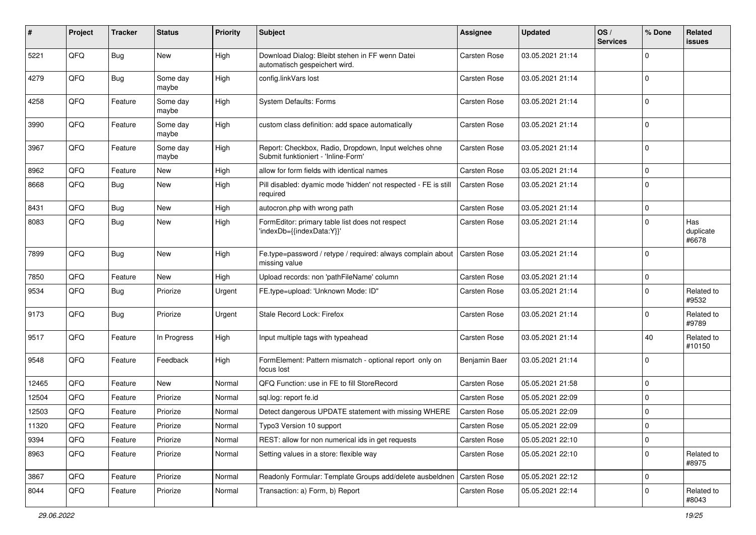| # | Project | Tracker | Status | Priority | Subject | Assignee | Updated | OS / Services | % Done | Related issues |
|---|---|---|---|---|---|---|---|---|---|---|
| 5221 | QFQ | Bug | New | High | Download Dialog: Bleibt stehen in FF wenn Datei automatisch gespeichert wird. | Carsten Rose | 03.05.2021 21:14 | | 0 | |
| 4279 | QFQ | Bug | Some day maybe | High | config.linkVars lost | Carsten Rose | 03.05.2021 21:14 | | 0 | |
| 4258 | QFQ | Feature | Some day maybe | High | System Defaults: Forms | Carsten Rose | 03.05.2021 21:14 | | 0 | |
| 3990 | QFQ | Feature | Some day maybe | High | custom class definition: add space automatically | Carsten Rose | 03.05.2021 21:14 | | 0 | |
| 3967 | QFQ | Feature | Some day maybe | High | Report: Checkbox, Radio, Dropdown, Input welches ohne Submit funktioniert - 'Inline-Form' | Carsten Rose | 03.05.2021 21:14 | | 0 | |
| 8962 | QFQ | Feature | New | High | allow for form fields with identical names | Carsten Rose | 03.05.2021 21:14 | | 0 | |
| 8668 | QFQ | Bug | New | High | Pill disabled: dyamic mode 'hidden' not respected - FE is still required | Carsten Rose | 03.05.2021 21:14 | | 0 | |
| 8431 | QFQ | Bug | New | High | autocron.php with wrong path | Carsten Rose | 03.05.2021 21:14 | | 0 | |
| 8083 | QFQ | Bug | New | High | FormEditor: primary table list does not respect 'indexDb={{indexData:Y}}' | Carsten Rose | 03.05.2021 21:14 | | 0 | Has duplicate #6678 |
| 7899 | QFQ | Bug | New | High | Fe.type=password / retype / required: always complain about missing value | Carsten Rose | 03.05.2021 21:14 | | 0 | |
| 7850 | QFQ | Feature | New | High | Upload records: non 'pathFileName' column | Carsten Rose | 03.05.2021 21:14 | | 0 | |
| 9534 | QFQ | Bug | Priorize | Urgent | FE.type=upload: 'Unknown Mode: ID" | Carsten Rose | 03.05.2021 21:14 | | 0 | Related to #9532 |
| 9173 | QFQ | Bug | Priorize | Urgent | Stale Record Lock: Firefox | Carsten Rose | 03.05.2021 21:14 | | 0 | Related to #9789 |
| 9517 | QFQ | Feature | In Progress | High | Input multiple tags with typeahead | Carsten Rose | 03.05.2021 21:14 | | 40 | Related to #10150 |
| 9548 | QFQ | Feature | Feedback | High | FormElement: Pattern mismatch - optional report only on focus lost | Benjamin Baer | 03.05.2021 21:14 | | 0 | |
| 12465 | QFQ | Feature | New | Normal | QFQ Function: use in FE to fill StoreRecord | Carsten Rose | 05.05.2021 21:58 | | 0 | |
| 12504 | QFQ | Feature | Priorize | Normal | sql.log: report fe.id | Carsten Rose | 05.05.2021 22:09 | | 0 | |
| 12503 | QFQ | Feature | Priorize | Normal | Detect dangerous UPDATE statement with missing WHERE | Carsten Rose | 05.05.2021 22:09 | | 0 | |
| 11320 | QFQ | Feature | Priorize | Normal | Typo3 Version 10 support | Carsten Rose | 05.05.2021 22:09 | | 0 | |
| 9394 | QFQ | Feature | Priorize | Normal | REST: allow for non numerical ids in get requests | Carsten Rose | 05.05.2021 22:10 | | 0 | |
| 8963 | QFQ | Feature | Priorize | Normal | Setting values in a store: flexible way | Carsten Rose | 05.05.2021 22:10 | | 0 | Related to #8975 |
| 3867 | QFQ | Feature | Priorize | Normal | Readonly Formular: Template Groups add/delete ausbeldnen | Carsten Rose | 05.05.2021 22:12 | | 0 | |
| 8044 | QFQ | Feature | Priorize | Normal | Transaction: a) Form, b) Report | Carsten Rose | 05.05.2021 22:14 | | 0 | Related to #8043 |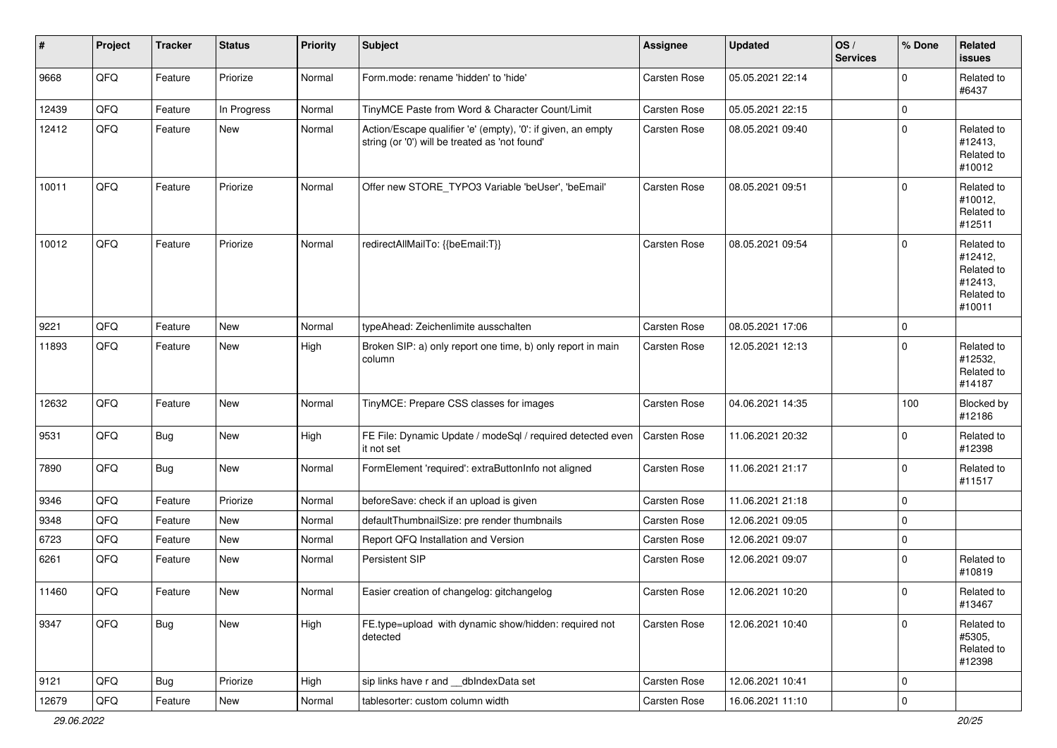| # | Project | Tracker | Status | Priority | Subject | Assignee | Updated | OS / Services | % Done | Related issues |
|---|---|---|---|---|---|---|---|---|---|---|
| 9668 | QFQ | Feature | Priorize | Normal | Form.mode: rename 'hidden' to 'hide' | Carsten Rose | 05.05.2021 22:14 | | 0 | Related to #6437 |
| 12439 | QFQ | Feature | In Progress | Normal | TinyMCE Paste from Word & Character Count/Limit | Carsten Rose | 05.05.2021 22:15 | | 0 | |
| 12412 | QFQ | Feature | New | Normal | Action/Escape qualifier 'e' (empty), '0': if given, an empty string (or '0') will be treated as 'not found' | Carsten Rose | 08.05.2021 09:40 | | 0 | Related to #12413, Related to #10012 |
| 10011 | QFQ | Feature | Priorize | Normal | Offer new STORE_TYPO3 Variable 'beUser', 'beEmail' | Carsten Rose | 08.05.2021 09:51 | | 0 | Related to #10012, Related to #12511 |
| 10012 | QFQ | Feature | Priorize | Normal | redirectAllMailTo: {{beEmail:T}} | Carsten Rose | 08.05.2021 09:54 | | 0 | Related to #12412, Related to #12413, Related to #10011 |
| 9221 | QFQ | Feature | New | Normal | typeAhead: Zeichenlimite ausschalten | Carsten Rose | 08.05.2021 17:06 | | 0 | |
| 11893 | QFQ | Feature | New | High | Broken SIP: a) only report one time, b) only report in main column | Carsten Rose | 12.05.2021 12:13 | | 0 | Related to #12532, Related to #14187 |
| 12632 | QFQ | Feature | New | Normal | TinyMCE: Prepare CSS classes for images | Carsten Rose | 04.06.2021 14:35 | | 100 | Blocked by #12186 |
| 9531 | QFQ | Bug | New | High | FE File: Dynamic Update / modeSql / required detected even it not set | Carsten Rose | 11.06.2021 20:32 | | 0 | Related to #12398 |
| 7890 | QFQ | Bug | New | Normal | FormElement 'required': extraButtonInfo not aligned | Carsten Rose | 11.06.2021 21:17 | | 0 | Related to #11517 |
| 9346 | QFQ | Feature | Priorize | Normal | beforeSave: check if an upload is given | Carsten Rose | 11.06.2021 21:18 | | 0 | |
| 9348 | QFQ | Feature | New | Normal | defaultThumbnailSize: pre render thumbnails | Carsten Rose | 12.06.2021 09:05 | | 0 | |
| 6723 | QFQ | Feature | New | Normal | Report QFQ Installation and Version | Carsten Rose | 12.06.2021 09:07 | | 0 | |
| 6261 | QFQ | Feature | New | Normal | Persistent SIP | Carsten Rose | 12.06.2021 09:07 | | 0 | Related to #10819 |
| 11460 | QFQ | Feature | New | Normal | Easier creation of changelog: gitchangelog | Carsten Rose | 12.06.2021 10:20 | | 0 | Related to #13467 |
| 9347 | QFQ | Bug | New | High | FE.type=upload with dynamic show/hidden: required not detected | Carsten Rose | 12.06.2021 10:40 | | 0 | Related to #5305, Related to #12398 |
| 9121 | QFQ | Bug | Priorize | High | sip links have r and __dbIndexData set | Carsten Rose | 12.06.2021 10:41 | | 0 | |
| 12679 | QFQ | Feature | New | Normal | tablesorter: custom column width | Carsten Rose | 16.06.2021 11:10 | | 0 | |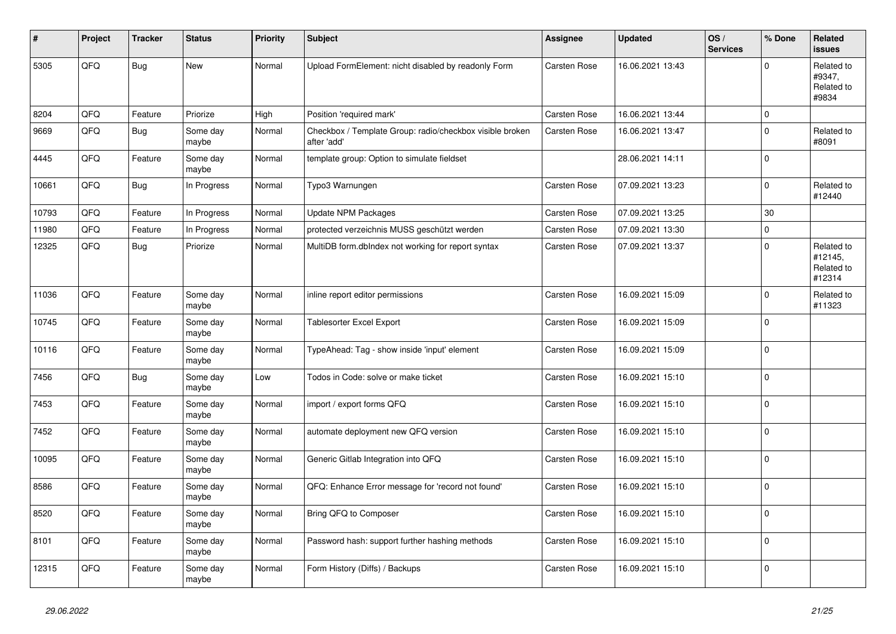| # | Project | Tracker | Status | Priority | Subject | Assignee | Updated | OS / Services | % Done | Related issues |
|---|---|---|---|---|---|---|---|---|---|---|
| 5305 | QFQ | Bug | New | Normal | Upload FormElement: nicht disabled by readonly Form | Carsten Rose | 16.06.2021 13:43 | | 0 | Related to #9347, Related to #9834 |
| 8204 | QFQ | Feature | Priorize | High | Position 'required mark' | Carsten Rose | 16.06.2021 13:44 | | 0 | |
| 9669 | QFQ | Bug | Some day maybe | Normal | Checkbox / Template Group: radio/checkbox visible broken after 'add' | Carsten Rose | 16.06.2021 13:47 | | 0 | Related to #8091 |
| 4445 | QFQ | Feature | Some day maybe | Normal | template group: Option to simulate fieldset | | 28.06.2021 14:11 | | 0 | |
| 10661 | QFQ | Bug | In Progress | Normal | Typo3 Warnungen | Carsten Rose | 07.09.2021 13:23 | | 0 | Related to #12440 |
| 10793 | QFQ | Feature | In Progress | Normal | Update NPM Packages | Carsten Rose | 07.09.2021 13:25 | | 30 | |
| 11980 | QFQ | Feature | In Progress | Normal | protected verzeichnis MUSS geschützt werden | Carsten Rose | 07.09.2021 13:30 | | 0 | |
| 12325 | QFQ | Bug | Priorize | Normal | MultiDB form.dbIndex not working for report syntax | Carsten Rose | 07.09.2021 13:37 | | 0 | Related to #12145, Related to #12314 |
| 11036 | QFQ | Feature | Some day maybe | Normal | inline report editor permissions | Carsten Rose | 16.09.2021 15:09 | | 0 | Related to #11323 |
| 10745 | QFQ | Feature | Some day maybe | Normal | Tablesorter Excel Export | Carsten Rose | 16.09.2021 15:09 | | 0 | |
| 10116 | QFQ | Feature | Some day maybe | Normal | TypeAhead: Tag - show inside 'input' element | Carsten Rose | 16.09.2021 15:09 | | 0 | |
| 7456 | QFQ | Bug | Some day maybe | Low | Todos in Code: solve or make ticket | Carsten Rose | 16.09.2021 15:10 | | 0 | |
| 7453 | QFQ | Feature | Some day maybe | Normal | import / export forms QFQ | Carsten Rose | 16.09.2021 15:10 | | 0 | |
| 7452 | QFQ | Feature | Some day maybe | Normal | automate deployment new QFQ version | Carsten Rose | 16.09.2021 15:10 | | 0 | |
| 10095 | QFQ | Feature | Some day maybe | Normal | Generic Gitlab Integration into QFQ | Carsten Rose | 16.09.2021 15:10 | | 0 | |
| 8586 | QFQ | Feature | Some day maybe | Normal | QFQ: Enhance Error message for 'record not found' | Carsten Rose | 16.09.2021 15:10 | | 0 | |
| 8520 | QFQ | Feature | Some day maybe | Normal | Bring QFQ to Composer | Carsten Rose | 16.09.2021 15:10 | | 0 | |
| 8101 | QFQ | Feature | Some day maybe | Normal | Password hash: support further hashing methods | Carsten Rose | 16.09.2021 15:10 | | 0 | |
| 12315 | QFQ | Feature | Some day maybe | Normal | Form History (Diffs) / Backups | Carsten Rose | 16.09.2021 15:10 | | 0 | |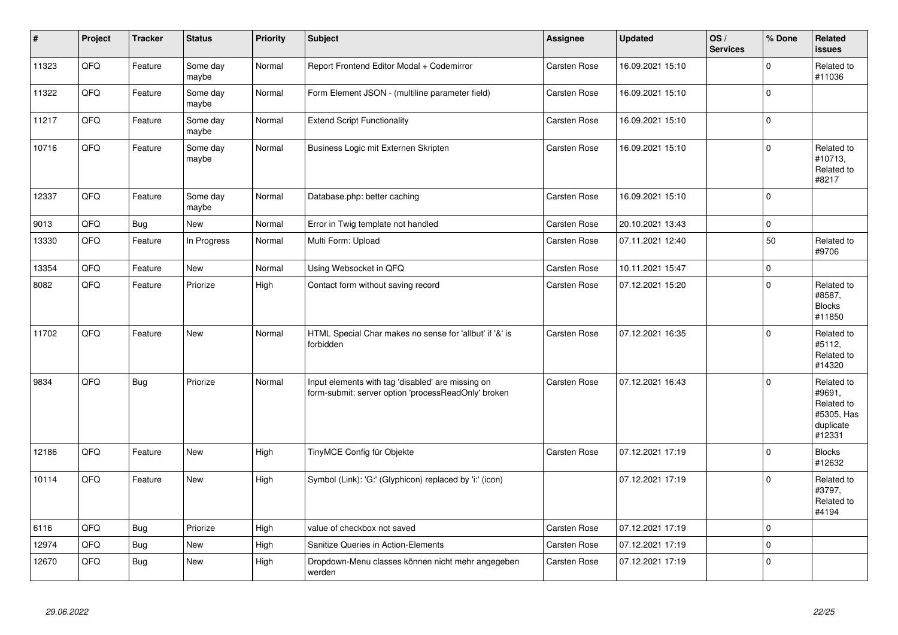| # | Project | Tracker | Status | Priority | Subject | Assignee | Updated | OS / Services | % Done | Related issues |
|---|---|---|---|---|---|---|---|---|---|---|
| 11323 | QFQ | Feature | Some day maybe | Normal | Report Frontend Editor Modal + Codemirror | Carsten Rose | 16.09.2021 15:10 | | 0 | Related to #11036 |
| 11322 | QFQ | Feature | Some day maybe | Normal | Form Element JSON - (multiline parameter field) | Carsten Rose | 16.09.2021 15:10 | | 0 | |
| 11217 | QFQ | Feature | Some day maybe | Normal | Extend Script Functionality | Carsten Rose | 16.09.2021 15:10 | | 0 | |
| 10716 | QFQ | Feature | Some day maybe | Normal | Business Logic mit Externen Skripten | Carsten Rose | 16.09.2021 15:10 | | 0 | Related to #10713, Related to #8217 |
| 12337 | QFQ | Feature | Some day maybe | Normal | Database.php: better caching | Carsten Rose | 16.09.2021 15:10 | | 0 | |
| 9013 | QFQ | Bug | New | Normal | Error in Twig template not handled | Carsten Rose | 20.10.2021 13:43 | | 0 | |
| 13330 | QFQ | Feature | In Progress | Normal | Multi Form: Upload | Carsten Rose | 07.11.2021 12:40 | | 50 | Related to #9706 |
| 13354 | QFQ | Feature | New | Normal | Using Websocket in QFQ | Carsten Rose | 10.11.2021 15:47 | | 0 | |
| 8082 | QFQ | Feature | Priorize | High | Contact form without saving record | Carsten Rose | 07.12.2021 15:20 | | 0 | Related to #8587, Blocks #11850 |
| 11702 | QFQ | Feature | New | Normal | HTML Special Char makes no sense for 'allbut' if '&' is forbidden | Carsten Rose | 07.12.2021 16:35 | | 0 | Related to #5112, Related to #14320 |
| 9834 | QFQ | Bug | Priorize | Normal | Input elements with tag 'disabled' are missing on form-submit: server option 'processReadOnly' broken | Carsten Rose | 07.12.2021 16:43 | | 0 | Related to #9691, Related to #5305, Has duplicate #12331 |
| 12186 | QFQ | Feature | New | High | TinyMCE Config für Objekte | Carsten Rose | 07.12.2021 17:19 | | 0 | Blocks #12632 |
| 10114 | QFQ | Feature | New | High | Symbol (Link): 'G:' (Glyphicon) replaced by 'i:' (icon) | | 07.12.2021 17:19 | | 0 | Related to #3797, Related to #4194 |
| 6116 | QFQ | Bug | Priorize | High | value of checkbox not saved | Carsten Rose | 07.12.2021 17:19 | | 0 | |
| 12974 | QFQ | Bug | New | High | Sanitize Queries in Action-Elements | Carsten Rose | 07.12.2021 17:19 | | 0 | |
| 12670 | QFQ | Bug | New | High | Dropdown-Menu classes können nicht mehr angegeben werden | Carsten Rose | 07.12.2021 17:19 | | 0 | |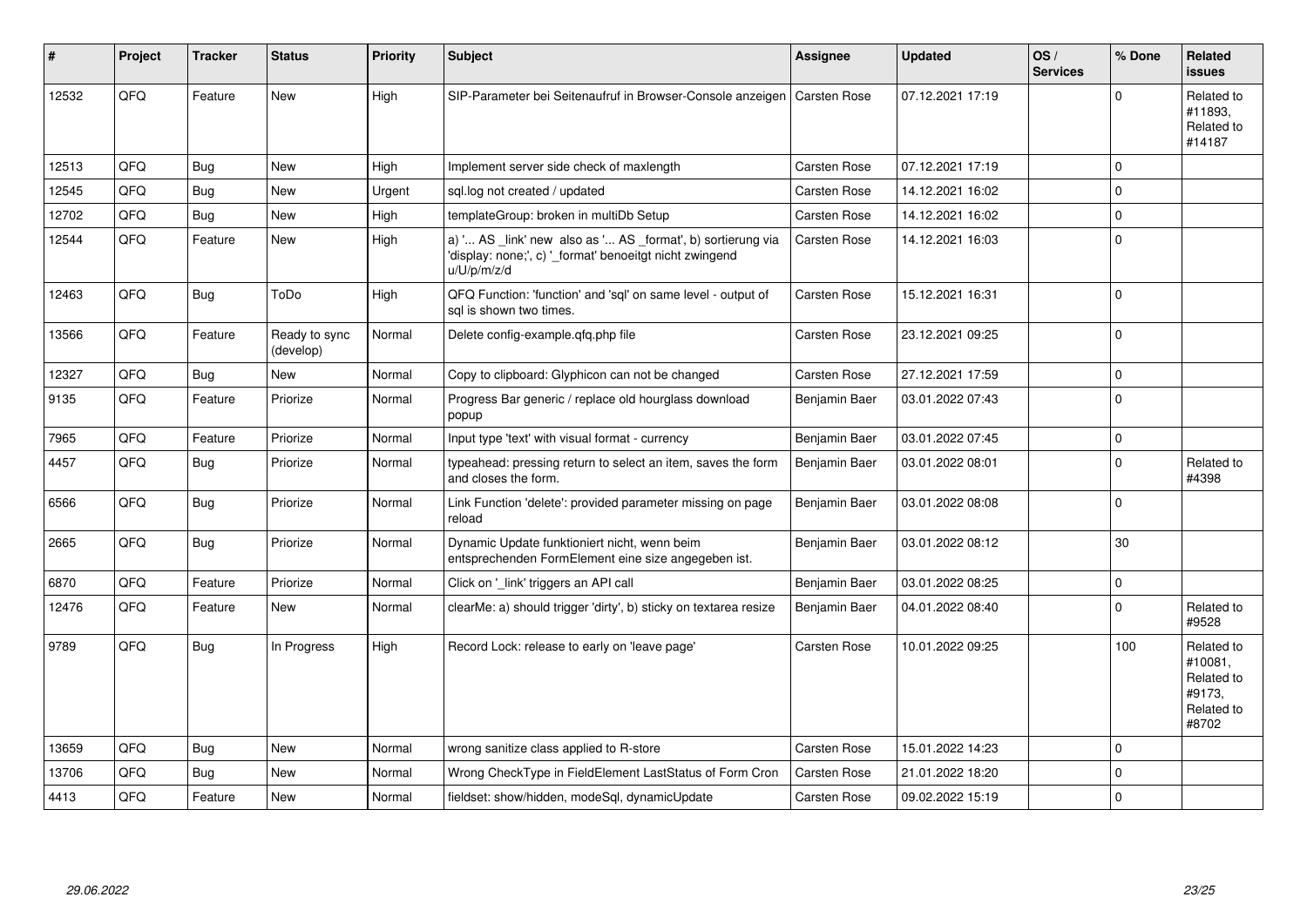| # | Project | Tracker | Status | Priority | Subject | Assignee | Updated | OS / Services | % Done | Related issues |
|---|---|---|---|---|---|---|---|---|---|---|
| 12532 | QFQ | Feature | New | High | SIP-Parameter bei Seitenaufruf in Browser-Console anzeigen | Carsten Rose | 07.12.2021 17:19 | | 0 | Related to #11893, Related to #14187 |
| 12513 | QFQ | Bug | New | High | Implement server side check of maxlength | Carsten Rose | 07.12.2021 17:19 | | 0 | |
| 12545 | QFQ | Bug | New | Urgent | sql.log not created / updated | Carsten Rose | 14.12.2021 16:02 | | 0 | |
| 12702 | QFQ | Bug | New | High | templateGroup: broken in multiDb Setup | Carsten Rose | 14.12.2021 16:02 | | 0 | |
| 12544 | QFQ | Feature | New | High | a) '... AS _link' new also as '... AS _format', b) sortierung via 'display: none;', c) '_format' benoeitgt nicht zwingend u/U/p/m/z/d | Carsten Rose | 14.12.2021 16:03 | | 0 | |
| 12463 | QFQ | Bug | ToDo | High | QFQ Function: 'function' and 'sql' on same level - output of sql is shown two times. | Carsten Rose | 15.12.2021 16:31 | | 0 | |
| 13566 | QFQ | Feature | Ready to sync (develop) | Normal | Delete config-example.qfq.php file | Carsten Rose | 23.12.2021 09:25 | | 0 | |
| 12327 | QFQ | Bug | New | Normal | Copy to clipboard: Glyphicon can not be changed | Carsten Rose | 27.12.2021 17:59 | | 0 | |
| 9135 | QFQ | Feature | Priorize | Normal | Progress Bar generic / replace old hourglass download popup | Benjamin Baer | 03.01.2022 07:43 | | 0 | |
| 7965 | QFQ | Feature | Priorize | Normal | Input type 'text' with visual format - currency | Benjamin Baer | 03.01.2022 07:45 | | 0 | |
| 4457 | QFQ | Bug | Priorize | Normal | typeahead: pressing return to select an item, saves the form and closes the form. | Benjamin Baer | 03.01.2022 08:01 | | 0 | Related to #4398 |
| 6566 | QFQ | Bug | Priorize | Normal | Link Function 'delete': provided parameter missing on page reload | Benjamin Baer | 03.01.2022 08:08 | | 0 | |
| 2665 | QFQ | Bug | Priorize | Normal | Dynamic Update funktioniert nicht, wenn beim entsprechenden FormElement eine size angegeben ist. | Benjamin Baer | 03.01.2022 08:12 | | 30 | |
| 6870 | QFQ | Feature | Priorize | Normal | Click on '_link' triggers an API call | Benjamin Baer | 03.01.2022 08:25 | | 0 | |
| 12476 | QFQ | Feature | New | Normal | clearMe: a) should trigger 'dirty', b) sticky on textarea resize | Benjamin Baer | 04.01.2022 08:40 | | 0 | Related to #9528 |
| 9789 | QFQ | Bug | In Progress | High | Record Lock: release to early on 'leave page' | Carsten Rose | 10.01.2022 09:25 | | 100 | Related to #10081, Related to #9173, Related to #8702 |
| 13659 | QFQ | Bug | New | Normal | wrong sanitize class applied to R-store | Carsten Rose | 15.01.2022 14:23 | | 0 | |
| 13706 | QFQ | Bug | New | Normal | Wrong CheckType in FieldElement LastStatus of Form Cron | Carsten Rose | 21.01.2022 18:20 | | 0 | |
| 4413 | QFQ | Feature | New | Normal | fieldset: show/hidden, modeSql, dynamicUpdate | Carsten Rose | 09.02.2022 15:19 | | 0 | |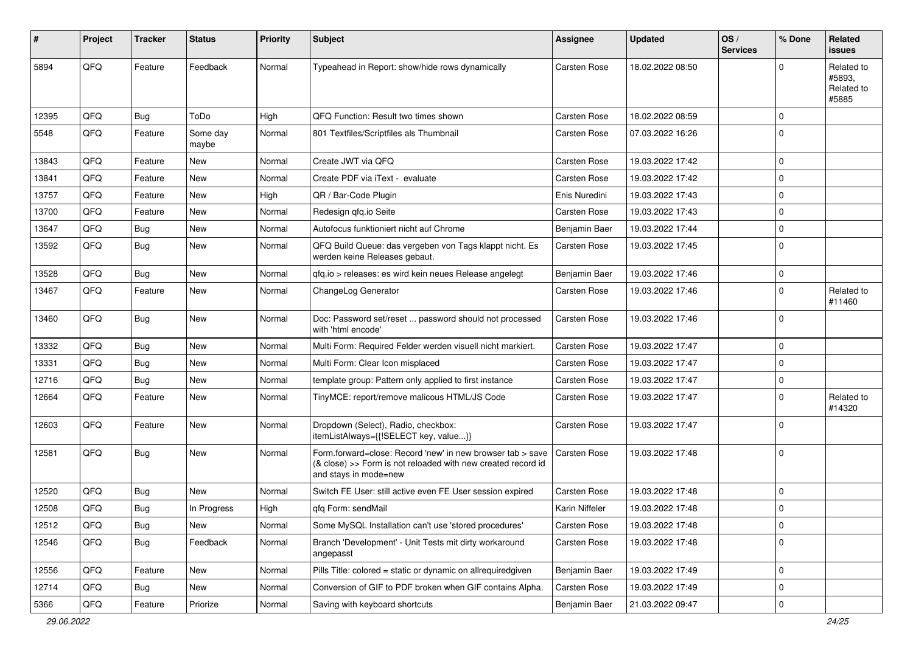| # | Project | Tracker | Status | Priority | Subject | Assignee | Updated | OS / Services | % Done | Related issues |
|---|---|---|---|---|---|---|---|---|---|---|
| 5894 | QFQ | Feature | Feedback | Normal | Typeahead in Report: show/hide rows dynamically | Carsten Rose | 18.02.2022 08:50 | | 0 | Related to #5893, Related to #5885 |
| 12395 | QFQ | Bug | ToDo | High | QFQ Function: Result two times shown | Carsten Rose | 18.02.2022 08:59 | | 0 | |
| 5548 | QFQ | Feature | Some day maybe | Normal | 801 Textfiles/Scriptfiles als Thumbnail | Carsten Rose | 07.03.2022 16:26 | | 0 | |
| 13843 | QFQ | Feature | New | Normal | Create JWT via QFQ | Carsten Rose | 19.03.2022 17:42 | | 0 | |
| 13841 | QFQ | Feature | New | Normal | Create PDF via iText - evaluate | Carsten Rose | 19.03.2022 17:42 | | 0 | |
| 13757 | QFQ | Feature | New | High | QR / Bar-Code Plugin | Enis Nuredini | 19.03.2022 17:43 | | 0 | |
| 13700 | QFQ | Feature | New | Normal | Redesign qfq.io Seite | Carsten Rose | 19.03.2022 17:43 | | 0 | |
| 13647 | QFQ | Bug | New | Normal | Autofocus funktioniert nicht auf Chrome | Benjamin Baer | 19.03.2022 17:44 | | 0 | |
| 13592 | QFQ | Bug | New | Normal | QFQ Build Queue: das vergeben von Tags klappt nicht. Es werden keine Releases gebaut. | Carsten Rose | 19.03.2022 17:45 | | 0 | |
| 13528 | QFQ | Bug | New | Normal | qfq.io > releases: es wird kein neues Release angelegt | Benjamin Baer | 19.03.2022 17:46 | | 0 | |
| 13467 | QFQ | Feature | New | Normal | ChangeLog Generator | Carsten Rose | 19.03.2022 17:46 | | 0 | Related to #11460 |
| 13460 | QFQ | Bug | New | Normal | Doc: Password set/reset ... password should not processed with 'html encode' | Carsten Rose | 19.03.2022 17:46 | | 0 | |
| 13332 | QFQ | Bug | New | Normal | Multi Form: Required Felder werden visuell nicht markiert. | Carsten Rose | 19.03.2022 17:47 | | 0 | |
| 13331 | QFQ | Bug | New | Normal | Multi Form: Clear Icon misplaced | Carsten Rose | 19.03.2022 17:47 | | 0 | |
| 12716 | QFQ | Bug | New | Normal | template group: Pattern only applied to first instance | Carsten Rose | 19.03.2022 17:47 | | 0 | |
| 12664 | QFQ | Feature | New | Normal | TinyMCE: report/remove malicous HTML/JS Code | Carsten Rose | 19.03.2022 17:47 | | 0 | Related to #14320 |
| 12603 | QFQ | Feature | New | Normal | Dropdown (Select), Radio, checkbox: itemListAlways={{!SELECT key, value...}} | Carsten Rose | 19.03.2022 17:47 | | 0 | |
| 12581 | QFQ | Bug | New | Normal | Form.forward=close: Record 'new' in new browser tab > save (& close) >> Form is not reloaded with new created record id and stays in mode=new | Carsten Rose | 19.03.2022 17:48 | | 0 | |
| 12520 | QFQ | Bug | New | Normal | Switch FE User: still active even FE User session expired | Carsten Rose | 19.03.2022 17:48 | | 0 | |
| 12508 | QFQ | Bug | In Progress | High | qfq Form: sendMail | Karin Niffeler | 19.03.2022 17:48 | | 0 | |
| 12512 | QFQ | Bug | New | Normal | Some MySQL Installation can't use 'stored procedures' | Carsten Rose | 19.03.2022 17:48 | | 0 | |
| 12546 | QFQ | Bug | Feedback | Normal | Branch 'Development' - Unit Tests mit dirty workaround angepasst | Carsten Rose | 19.03.2022 17:48 | | 0 | |
| 12556 | QFQ | Feature | New | Normal | Pills Title: colored = static or dynamic on allrequiredgiven | Benjamin Baer | 19.03.2022 17:49 | | 0 | |
| 12714 | QFQ | Bug | New | Normal | Conversion of GIF to PDF broken when GIF contains Alpha. | Carsten Rose | 19.03.2022 17:49 | | 0 | |
| 5366 | QFQ | Feature | Priorize | Normal | Saving with keyboard shortcuts | Benjamin Baer | 21.03.2022 09:47 | | 0 | |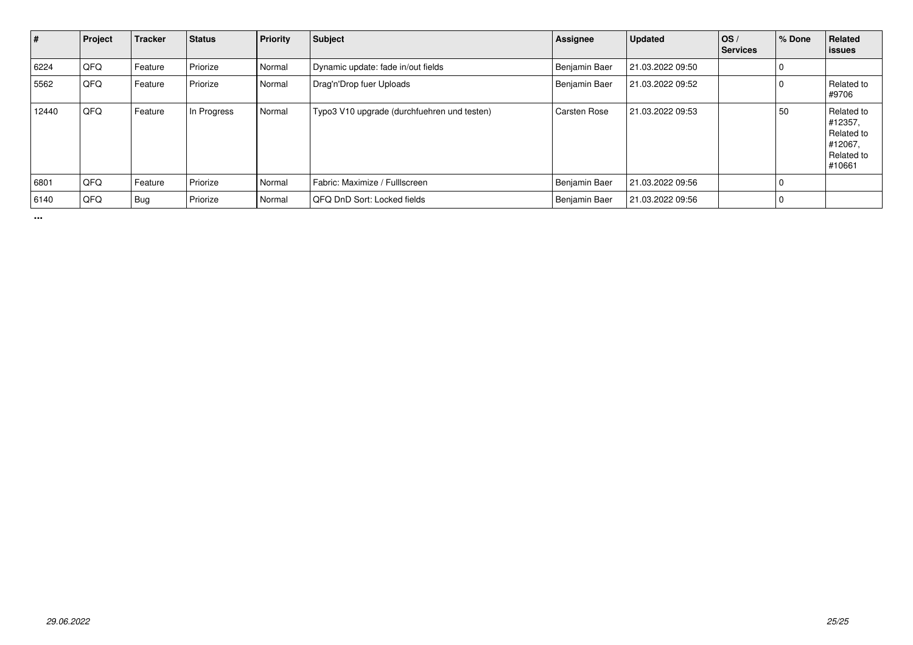| # | Project | Tracker | Status | Priority | Subject | Assignee | Updated | OS / Services | % Done | Related issues |
|---|---|---|---|---|---|---|---|---|---|---|
| 6224 | QFQ | Feature | Priorize | Normal | Dynamic update: fade in/out fields | Benjamin Baer | 21.03.2022 09:50 | | 0 | |
| 5562 | QFQ | Feature | Priorize | Normal | Drag'n'Drop fuer Uploads | Benjamin Baer | 21.03.2022 09:52 | | 0 | Related to #9706 |
| 12440 | QFQ | Feature | In Progress | Normal | Typo3 V10 upgrade (durchfuehren und testen) | Carsten Rose | 21.03.2022 09:53 | | 50 | Related to #12357, Related to #12067, Related to #10661 |
| 6801 | QFQ | Feature | Priorize | Normal | Fabric: Maximize / Fulllscreen | Benjamin Baer | 21.03.2022 09:56 | | 0 | |
| 6140 | QFQ | Bug | Priorize | Normal | QFQ DnD Sort: Locked fields | Benjamin Baer | 21.03.2022 09:56 | | 0 | |

...